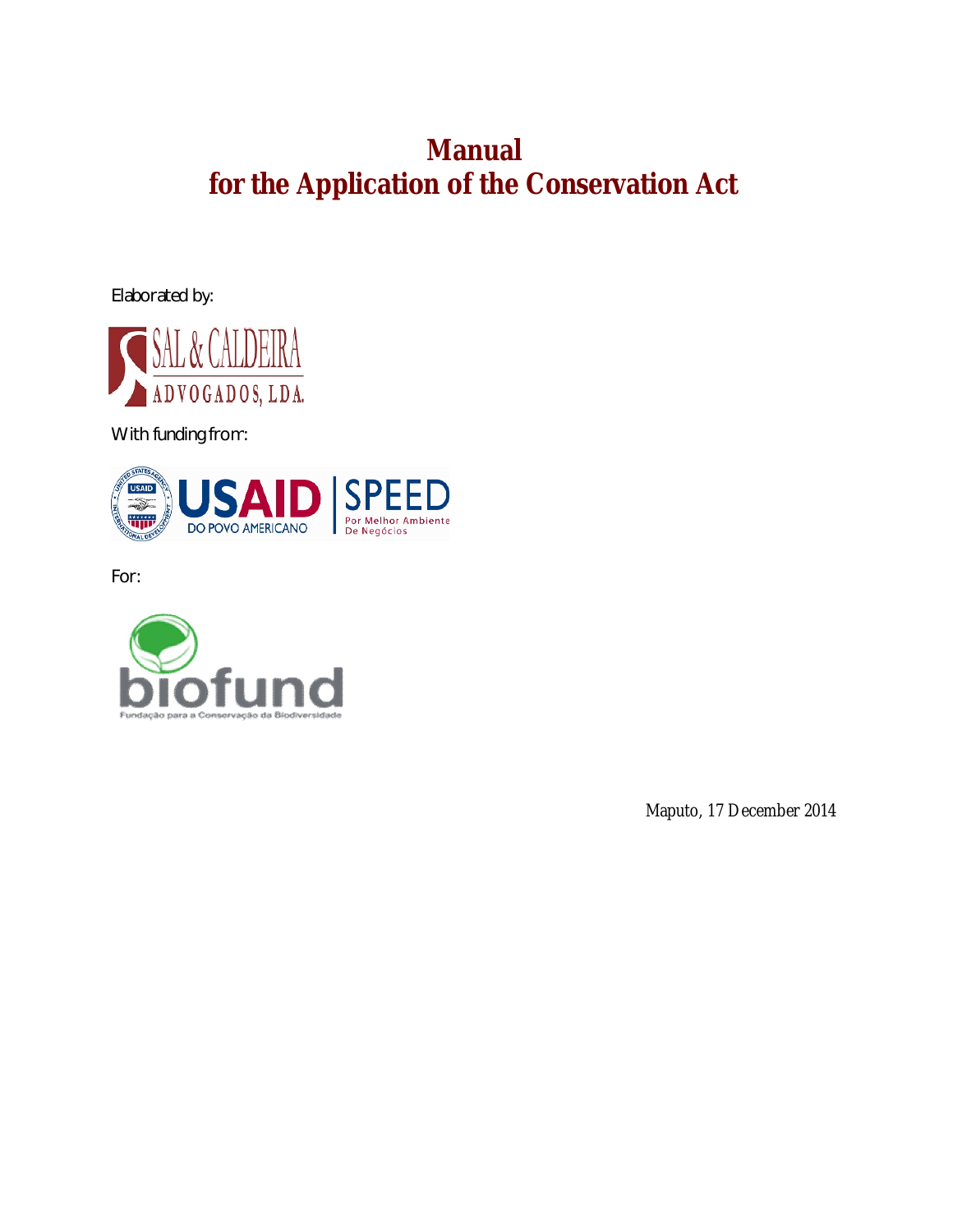# Manual
# for the Application of the Conservation Act

Elaborated by:

SAL & CALDEIRA
ADVOGADOS, LDA.

With funding from:

USAID DO POVO AMERICANO | SPEED Por Melhor Ambiente De Negócios

For:

biofund
Fundação para a Conservação da Biodiversidade

Maputo, 17 December 2014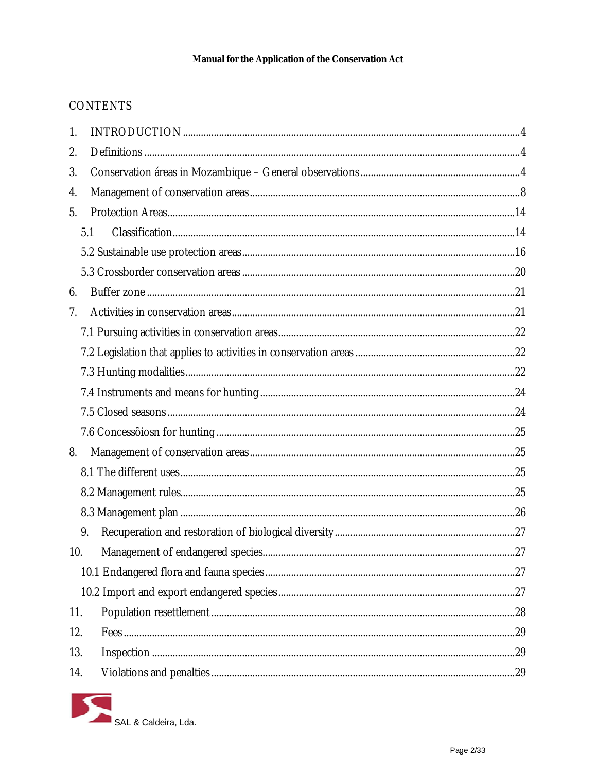## CONTENTS

1. INTRODUCTION ....................................................................................................4
2. Definitions ....................................................................................................4
3. Conservation áreas in Mozambique – General observations ....................................................................................................4
4. Management of conservation areas ....................................................................................................8
5. Protection Areas ....................................................................................................14
   - 5.1 Classification ....................................................................................................14
   - 5.2 Sustainable use protection areas ....................................................................................................16
   - 5.3 Crossborder conservation areas ....................................................................................................20
6. Buffer zone ....................................................................................................21
7. Activities in conservation areas ....................................................................................................21
   - 7.1 Pursuing activities in conservation areas ....................................................................................................22
   - 7.2 Legislation that applies to activities in conservation areas ....................................................................................................22
   - 7.3 Hunting modalities ....................................................................................................22
   - 7.4 Instruments and means for hunting ....................................................................................................24
   - 7.5 Closed seasons ....................................................................................................24
   - 7.6 Concessõiosn for hunting ....................................................................................................25
8. Management of conservation areas ....................................................................................................25
   - 8.1 The different uses ....................................................................................................25
   - 8.2 Management rules ....................................................................................................25
   - 8.3 Management plan ....................................................................................................26
9. Recuperation and restoration of biological diversity ....................................................................................................27
10. Management of endangered species ....................................................................................................27
    - 10.1 Endangered flora and fauna species ....................................................................................................27
    - 10.2 Import and export endangered species ....................................................................................................27
11. Population resettlement ....................................................................................................28
12. Fees ....................................................................................................29
13. Inspection ....................................................................................................29
14. Violations and penalties ....................................................................................................29

SAL & Caldeira, Lda.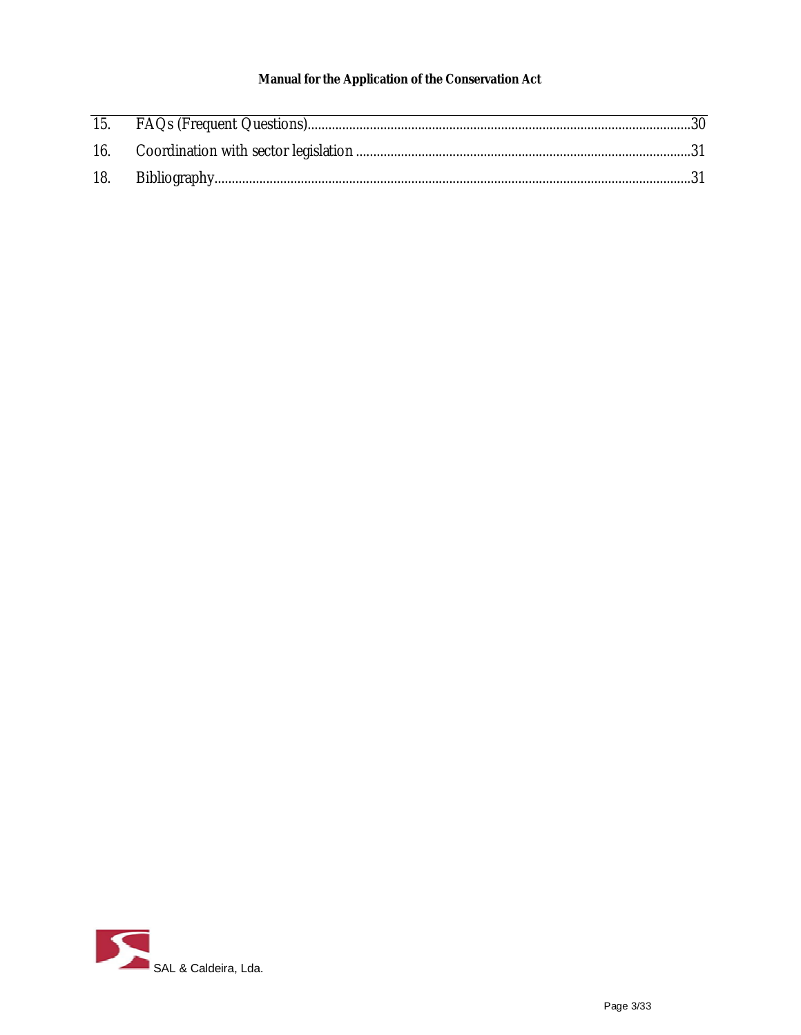| | | |
|---|---|---|
| 15. | FAQs (Frequent Questions) | 30 |
| 16. | Coordination with sector legislation | 31 |
| 18. | Bibliography | 31 |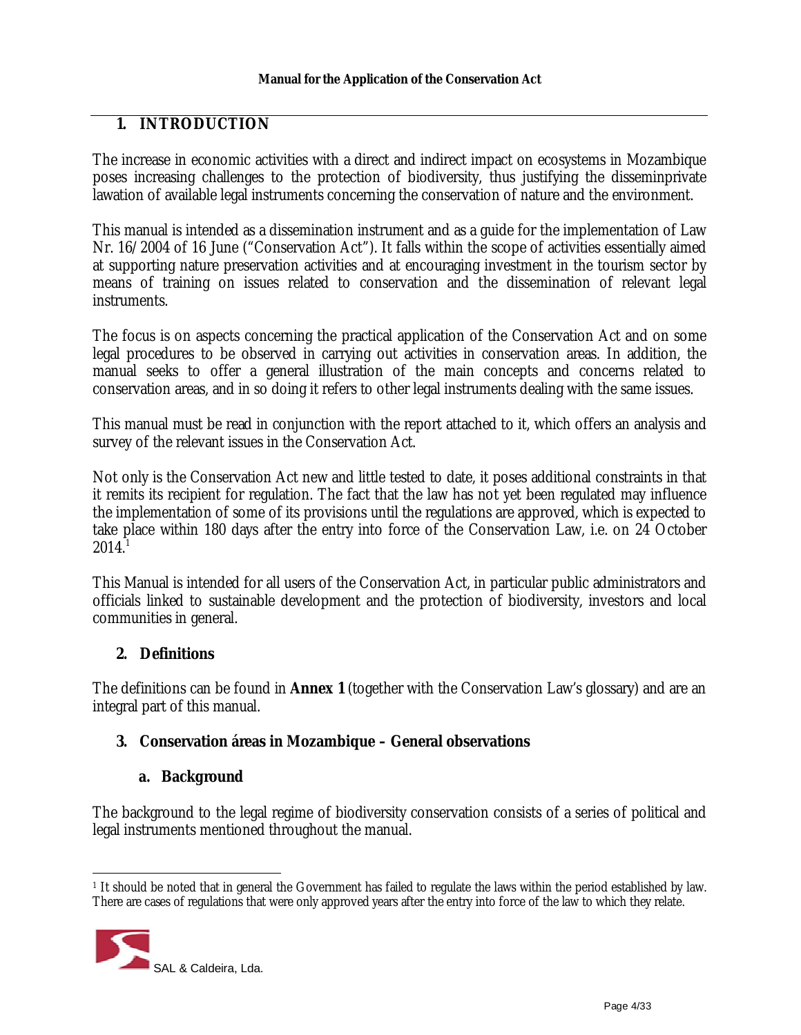## 1. INTRODUCTION

The increase in economic activities with a direct and indirect impact on ecosystems in Mozambique poses increasing challenges to the protection of biodiversity, thus justifying the disseminprivate lawation of available legal instruments concerning the conservation of nature and the environment.

This manual is intended as a dissemination instrument and as a guide for the implementation of Law Nr. 16/2004 of 16 June ("Conservation Act"). It falls within the scope of activities essentially aimed at supporting nature preservation activities and at encouraging investment in the tourism sector by means of training on issues related to conservation and the dissemination of relevant legal instruments.

The focus is on aspects concerning the practical application of the Conservation Act and on some legal procedures to be observed in carrying out activities in conservation areas. In addition, the manual seeks to offer a general illustration of the main concepts and concerns related to conservation areas, and in so doing it refers to other legal instruments dealing with the same issues.

This manual must be read in conjunction with the report attached to it, which offers an analysis and survey of the relevant issues in the Conservation Act.

Not only is the Conservation Act new and little tested to date, it poses additional constraints in that it remits its recipient for regulation. The fact that the law has not yet been regulated may influence the implementation of some of its provisions until the regulations are approved, which is expected to take place within 180 days after the entry into force of the Conservation Law, i.e. on 24 October 2014.[1]

This Manual is intended for all users of the Conservation Act, in particular public administrators and officials linked to sustainable development and the protection of biodiversity, investors and local communities in general.

## 2. Definitions

The definitions can be found in **Annex 1** (together with the Conservation Law's glossary) and are an integral part of this manual.

## 3. Conservation áreas in Mozambique – General observations

### a. Background

The background to the legal regime of biodiversity conservation consists of a series of political and legal instruments mentioned throughout the manual.

---

[1] It should be noted that in general the Government has failed to regulate the laws within the period established by law. There are cases of regulations that were only approved years after the entry into force of the law to which they relate.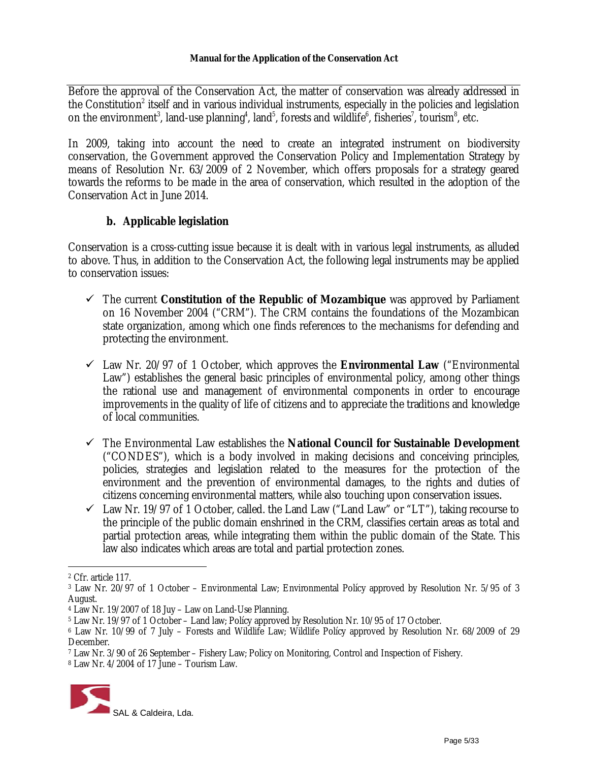Before the approval of the Conservation Act, the matter of conservation was already addressed in the Constitution[2] itself and in various individual instruments, especially in the policies and legislation on the environment[3], land-use planning[4], land[5], forests and wildlife[6], fisheries[7], tourism[8], etc.

In 2009, taking into account the need to create an integrated instrument on biodiversity conservation, the Government approved the Conservation Policy and Implementation Strategy by means of Resolution Nr. 63/2009 of 2 November, which offers proposals for a strategy geared towards the reforms to be made in the area of conservation, which resulted in the adoption of the Conservation Act in June 2014.

### b. Applicable legislation

Conservation is a cross-cutting issue because it is dealt with in various legal instruments, as alluded to above. Thus, in addition to the Conservation Act, the following legal instruments may be applied to conservation issues:

- ✓ The current **Constitution of the Republic of Mozambique** was approved by Parliament on 16 November 2004 ("CRM"). The CRM contains the foundations of the Mozambican state organization, among which one finds references to the mechanisms for defending and protecting the environment.

- ✓ Law Nr. 20/97 of 1 October, which approves the **Environmental Law** ("Environmental Law") establishes the general basic principles of environmental policy, among other things the rational use and management of environmental components in order to encourage improvements in the quality of life of citizens and to appreciate the traditions and knowledge of local communities.

- ✓ The Environmental Law establishes the **National Council for Sustainable Development** ("CONDES"), which is a body involved in making decisions and conceiving principles, policies, strategies and legislation related to the measures for the protection of the environment and the prevention of environmental damages, to the rights and duties of citizens concerning environmental matters, while also touching upon conservation issues.
- ✓ Law Nr. 19/97 of 1 October, called. the Land Law ("Land Law" or "LT"), taking recourse to the principle of the public domain enshrined in the CRM, classifies certain areas as total and partial protection areas, while integrating them within the public domain of the State. This law also indicates which areas are total and partial protection zones.

---

[2] Cfr. article 117.

[3] Law Nr. 20/97 of 1 October – Environmental Law; Environmental Polícy approved by Resolution Nr. 5/95 of 3 August.

[4] Law Nr. 19/2007 of 18 Juy – Law on Land-Use Planning.

[5] Law Nr. 19/97 of 1 October – Land law; Polícy approved by Resolution Nr. 10/95 of 17 October.

[6] Law Nr. 10/99 of 7 July – Forests and Wildlife Law; Wildlife Polícy approved by Resolution Nr. 68/2009 of 29 December.

[7] Law Nr. 3/90 of 26 September – Fishery Law; Policy on Monitoring, Control and Inspection of Fishery.

[8] Law Nr. 4/2004 of 17 June – Tourism Law.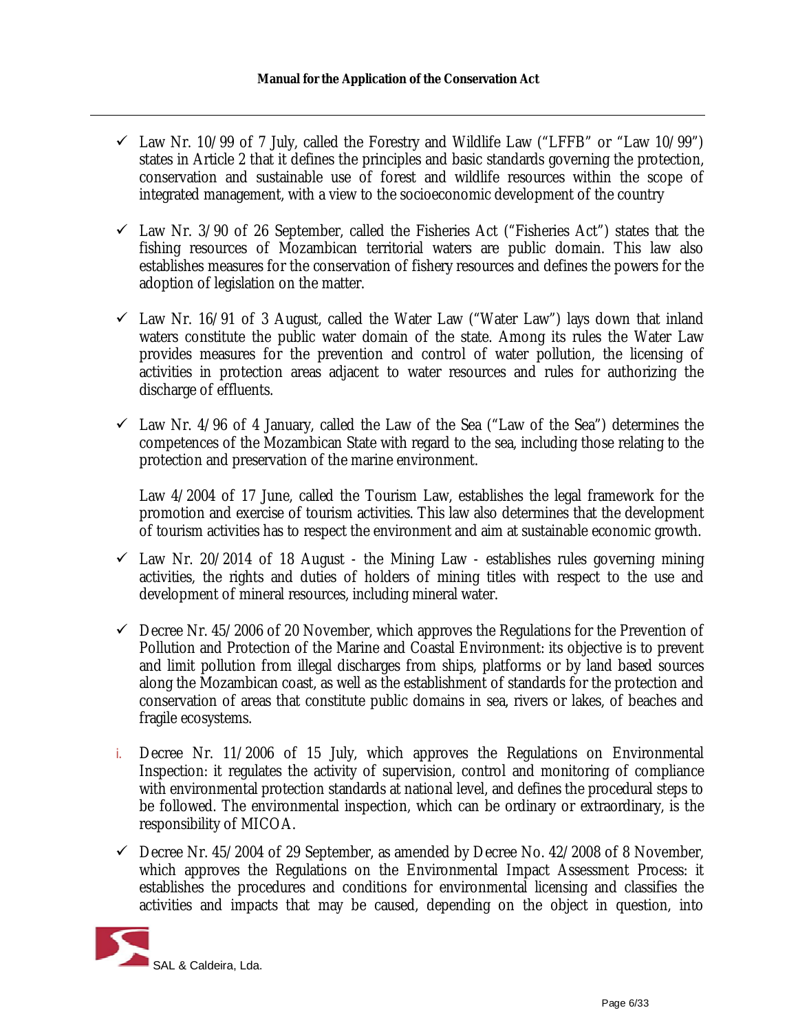- Law Nr. 10/99 of 7 July, called the Forestry and Wildlife Law ("LFFB" or "Law 10/99") states in Article 2 that it defines the principles and basic standards governing the protection, conservation and sustainable use of forest and wildlife resources within the scope of integrated management, with a view to the socioeconomic development of the country

- Law Nr. 3/90 of 26 September, called the Fisheries Act ("Fisheries Act") states that the fishing resources of Mozambican territorial waters are public domain. This law also establishes measures for the conservation of fishery resources and defines the powers for the adoption of legislation on the matter.

- Law Nr. 16/91 of 3 August, called the Water Law ("Water Law") lays down that inland waters constitute the public water domain of the state. Among its rules the Water Law provides measures for the prevention and control of water pollution, the licensing of activities in protection areas adjacent to water resources and rules for authorizing the discharge of effluents.

- Law Nr. 4/96 of 4 January, called the Law of the Sea ("Law of the Sea") determines the competences of the Mozambican State with regard to the sea, including those relating to the protection and preservation of the marine environment.

  Law 4/2004 of 17 June, called the Tourism Law, establishes the legal framework for the promotion and exercise of tourism activities. This law also determines that the development of tourism activities has to respect the environment and aim at sustainable economic growth.

- Law Nr. 20/2014 of 18 August - the Mining Law - establishes rules governing mining activities, the rights and duties of holders of mining titles with respect to the use and development of mineral resources, including mineral water.

- Decree Nr. 45/2006 of 20 November, which approves the Regulations for the Prevention of Pollution and Protection of the Marine and Coastal Environment: its objective is to prevent and limit pollution from illegal discharges from ships, platforms or by land based sources along the Mozambican coast, as well as the establishment of standards for the protection and conservation of areas that constitute public domains in sea, rivers or lakes, of beaches and fragile ecosystems.

i. Decree Nr. 11/2006 of 15 July, which approves the Regulations on Environmental Inspection: it regulates the activity of supervision, control and monitoring of compliance with environmental protection standards at national level, and defines the procedural steps to be followed. The environmental inspection, which can be ordinary or extraordinary, is the responsibility of MICOA.

- Decree Nr. 45/2004 of 29 September, as amended by Decree No. 42/2008 of 8 November, which approves the Regulations on the Environmental Impact Assessment Process: it establishes the procedures and conditions for environmental licensing and classifies the activities and impacts that may be caused, depending on the object in question, into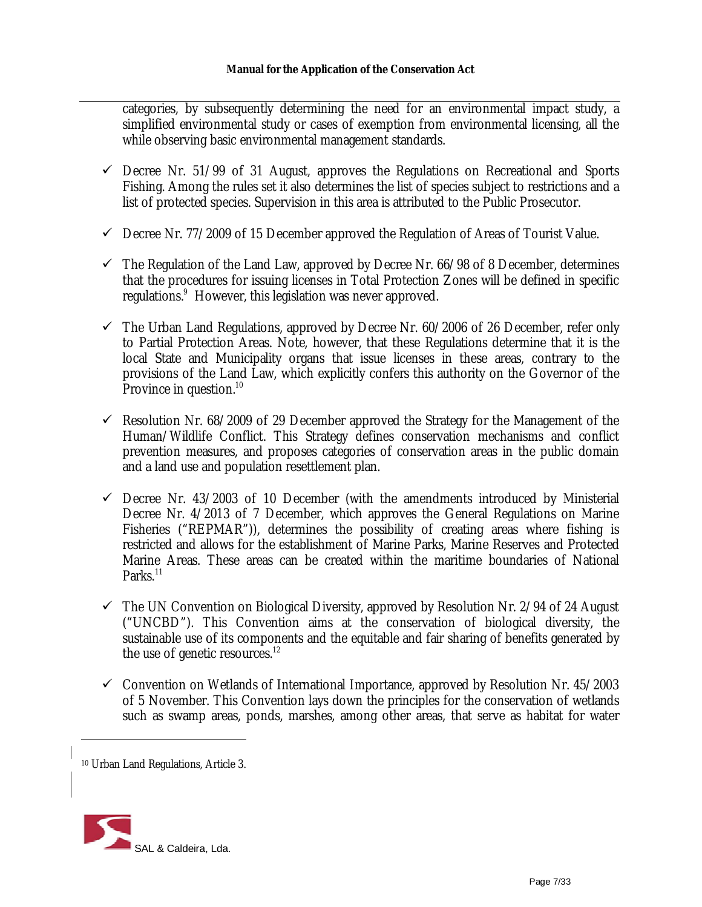categories, by subsequently determining the need for an environmental impact study, a simplified environmental study or cases of exemption from environmental licensing, all the while observing basic environmental management standards.

- Decree Nr. 51/99 of 31 August, approves the Regulations on Recreational and Sports Fishing. Among the rules set it also determines the list of species subject to restrictions and a list of protected species. Supervision in this area is attributed to the Public Prosecutor.

- Decree Nr. 77/2009 of 15 December approved the Regulation of Areas of Tourist Value.

- The Regulation of the Land Law, approved by Decree Nr. 66/98 of 8 December, determines that the procedures for issuing licenses in Total Protection Zones will be defined in specific regulations.[9] However, this legislation was never approved.

- The Urban Land Regulations, approved by Decree Nr. 60/2006 of 26 December, refer only to Partial Protection Areas. Note, however, that these Regulations determine that it is the local State and Municipality organs that issue licenses in these areas, contrary to the provisions of the Land Law, which explicitly confers this authority on the Governor of the Province in question.[10]

- Resolution Nr. 68/2009 of 29 December approved the Strategy for the Management of the Human/Wildlife Conflict. This Strategy defines conservation mechanisms and conflict prevention measures, and proposes categories of conservation areas in the public domain and a land use and population resettlement plan.

- Decree Nr. 43/2003 of 10 December (with the amendments introduced by Ministerial Decree Nr. 4/2013 of 7 December, which approves the General Regulations on Marine Fisheries ("REPMAR")), determines the possibility of creating areas where fishing is restricted and allows for the establishment of Marine Parks, Marine Reserves and Protected Marine Areas. These areas can be created within the maritime boundaries of National Parks.[11]

- The UN Convention on Biological Diversity, approved by Resolution Nr. 2/94 of 24 August ("UNCBD"). This Convention aims at the conservation of biological diversity, the sustainable use of its components and the equitable and fair sharing of benefits generated by the use of genetic resources.[12]

- Convention on Wetlands of International Importance, approved by Resolution Nr. 45/2003 of 5 November. This Convention lays down the principles for the conservation of wetlands such as swamp areas, ponds, marshes, among other areas, that serve as habitat for water

[10] Urban Land Regulations, Article 3.

SAL & Caldeira, Lda.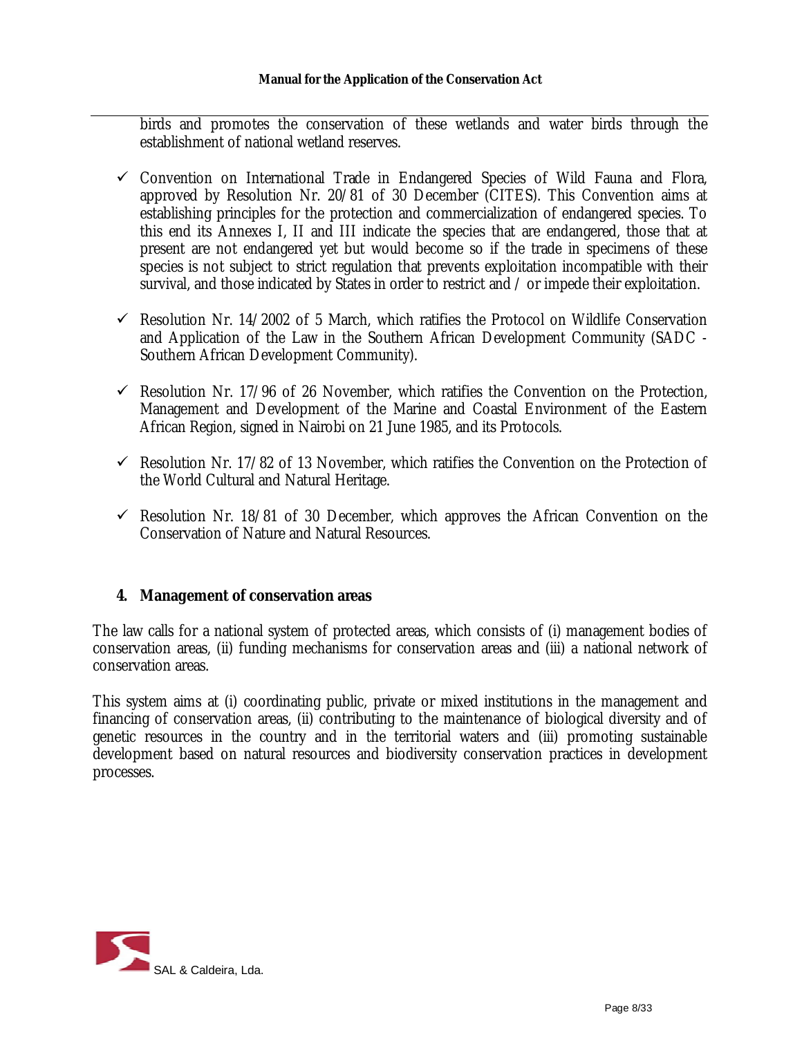birds and promotes the conservation of these wetlands and water birds through the establishment of national wetland reserves.

- ✓ Convention on International Trade in Endangered Species of Wild Fauna and Flora, approved by Resolution Nr. 20/81 of 30 December (CITES). This Convention aims at establishing principles for the protection and commercialization of endangered species. To this end its Annexes I, II and III indicate the species that are endangered, those that at present are not endangered yet but would become so if the trade in specimens of these species is not subject to strict regulation that prevents exploitation incompatible with their survival, and those indicated by States in order to restrict and / or impede their exploitation.

- ✓ Resolution Nr. 14/2002 of 5 March, which ratifies the Protocol on Wildlife Conservation and Application of the Law in the Southern African Development Community (SADC - Southern African Development Community).

- ✓ Resolution Nr. 17/96 of 26 November, which ratifies the Convention on the Protection, Management and Development of the Marine and Coastal Environment of the Eastern African Region, signed in Nairobi on 21 June 1985, and its Protocols.

- ✓ Resolution Nr. 17/82 of 13 November, which ratifies the Convention on the Protection of the World Cultural and Natural Heritage.

- ✓ Resolution Nr. 18/81 of 30 December, which approves the African Convention on the Conservation of Nature and Natural Resources.

## 4. Management of conservation areas

The law calls for a national system of protected areas, which consists of (i) management bodies of conservation areas, (ii) funding mechanisms for conservation areas and (iii) a national network of conservation areas.

This system aims at (i) coordinating public, private or mixed institutions in the management and financing of conservation areas, (ii) contributing to the maintenance of biological diversity and of genetic resources in the country and in the territorial waters and (iii) promoting sustainable development based on natural resources and biodiversity conservation practices in development processes.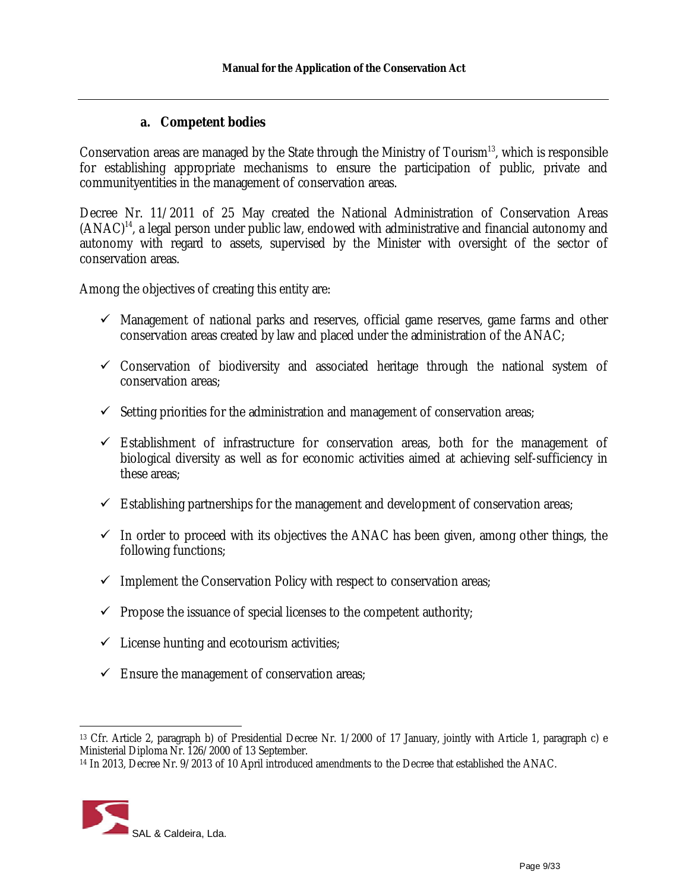### a. Competent bodies

Conservation areas are managed by the State through the Ministry of Tourism[13], which is responsible for establishing appropriate mechanisms to ensure the participation of public, private and communityentities in the management of conservation areas.

Decree Nr. 11/2011 of 25 May created the National Administration of Conservation Areas (ANAC)[14], a legal person under public law, endowed with administrative and financial autonomy and autonomy with regard to assets, supervised by the Minister with oversight of the sector of conservation areas.

Among the objectives of creating this entity are:

- ✓ Management of national parks and reserves, official game reserves, game farms and other conservation areas created by law and placed under the administration of the ANAC;
- ✓ Conservation of biodiversity and associated heritage through the national system of conservation areas;
- ✓ Setting priorities for the administration and management of conservation areas;
- ✓ Establishment of infrastructure for conservation areas, both for the management of biological diversity as well as for economic activities aimed at achieving self-sufficiency in these areas;
- ✓ Establishing partnerships for the management and development of conservation areas;
- ✓ In order to proceed with its objectives the ANAC has been given, among other things, the following functions;
- ✓ Implement the Conservation Policy with respect to conservation areas;
- ✓ Propose the issuance of special licenses to the competent authority;
- ✓ License hunting and ecotourism activities;
- ✓ Ensure the management of conservation areas;

---

[13] Cfr. Article 2, paragraph b) of Presidential Decree Nr. 1/2000 of 17 January, jointly with Article 1, paragraph c) e Ministerial Diploma Nr. 126/2000 of 13 September.

[14] In 2013, Decree Nr. 9/2013 of 10 April introduced amendments to the Decree that established the ANAC.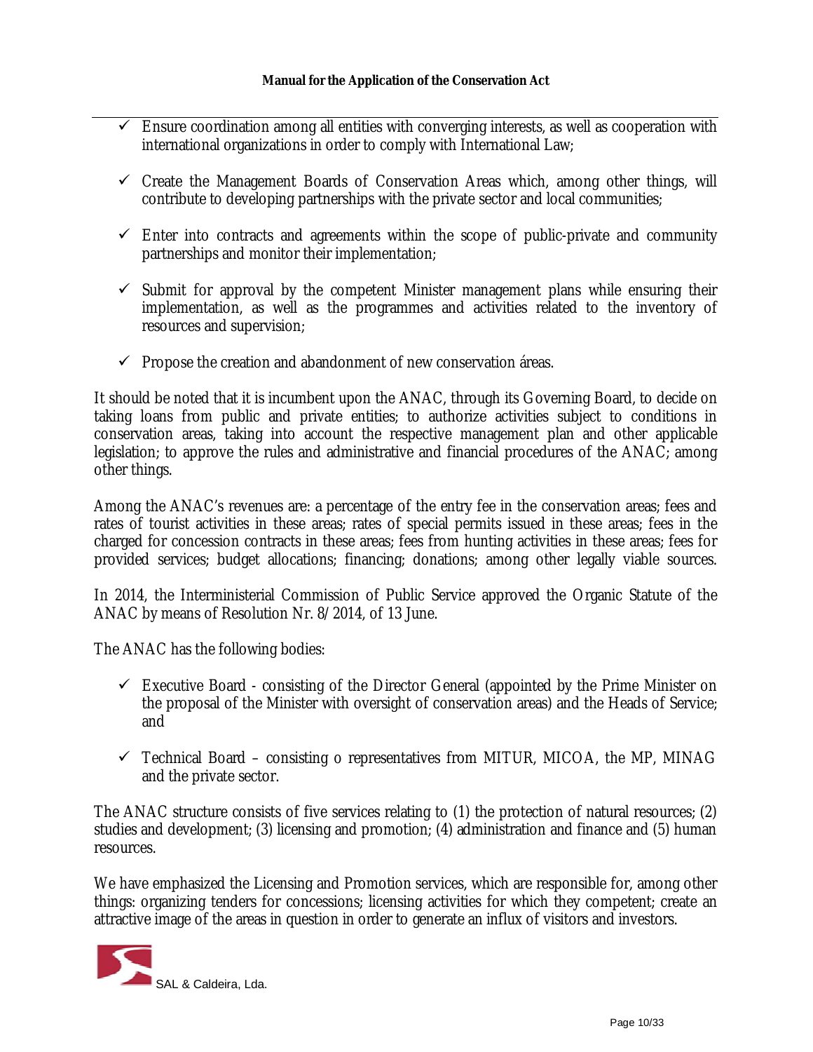- ✓ Ensure coordination among all entities with converging interests, as well as cooperation with international organizations in order to comply with International Law;

- ✓ Create the Management Boards of Conservation Areas which, among other things, will contribute to developing partnerships with the private sector and local communities;

- ✓ Enter into contracts and agreements within the scope of public-private and community partnerships and monitor their implementation;

- ✓ Submit for approval by the competent Minister management plans while ensuring their implementation, as well as the programmes and activities related to the inventory of resources and supervision;

- ✓ Propose the creation and abandonment of new conservation áreas.

It should be noted that it is incumbent upon the ANAC, through its Governing Board, to decide on taking loans from public and private entities; to authorize activities subject to conditions in conservation areas, taking into account the respective management plan and other applicable legislation; to approve the rules and administrative and financial procedures of the ANAC; among other things.

Among the ANAC's revenues are: a percentage of the entry fee in the conservation areas; fees and rates of tourist activities in these areas; rates of special permits issued in these areas; fees in the charged for concession contracts in these areas; fees from hunting activities in these areas; fees for provided services; budget allocations; financing; donations; among other legally viable sources.

In 2014, the Interministerial Commission of Public Service approved the Organic Statute of the ANAC by means of Resolution Nr. 8/2014, of 13 June.

The ANAC has the following bodies:

- ✓ Executive Board - consisting of the Director General (appointed by the Prime Minister on the proposal of the Minister with oversight of conservation areas) and the Heads of Service; and

- ✓ Technical Board – consisting o representatives from MITUR, MICOA, the MP, MINAG and the private sector.

The ANAC structure consists of five services relating to (1) the protection of natural resources; (2) studies and development; (3) licensing and promotion; (4) administration and finance and (5) human resources.

We have emphasized the Licensing and Promotion services, which are responsible for, among other things: organizing tenders for concessions; licensing activities for which they competent; create an attractive image of the areas in question in order to generate an influx of visitors and investors.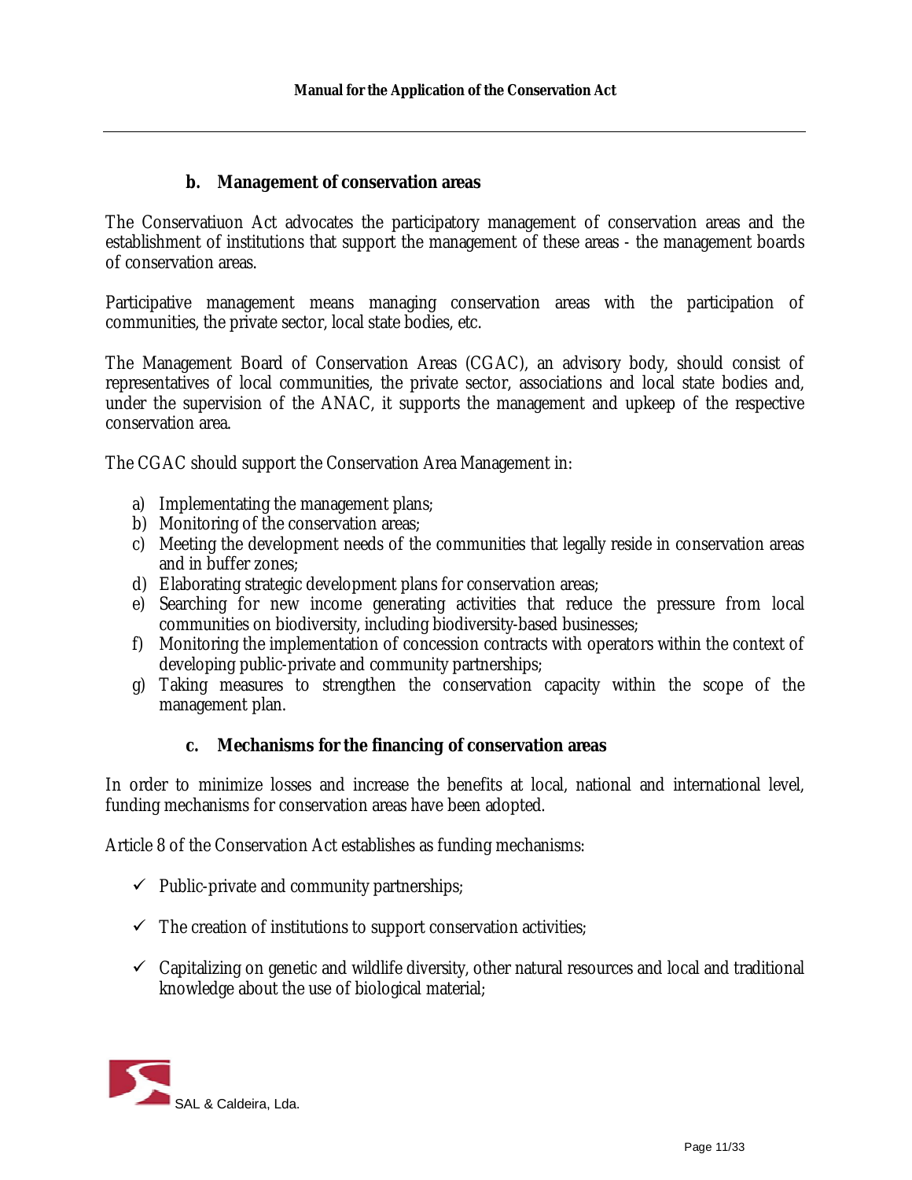### b. Management of conservation areas

The Conservatiuon Act advocates the participatory management of conservation areas and the establishment of institutions that support the management of these areas - the management boards of conservation areas.

Participative management means managing conservation areas with the participation of communities, the private sector, local state bodies, etc.

The Management Board of Conservation Areas (CGAC), an advisory body, should consist of representatives of local communities, the private sector, associations and local state bodies and, under the supervision of the ANAC, it supports the management and upkeep of the respective conservation area.

The CGAC should support the Conservation Area Management in:

a) Implementating the management plans;
b) Monitoring of the conservation areas;
c) Meeting the development needs of the communities that legally reside in conservation areas and in buffer zones;
d) Elaborating strategic development plans for conservation areas;
e) Searching for new income generating activities that reduce the pressure from local communities on biodiversity, including biodiversity-based businesses;
f) Monitoring the implementation of concession contracts with operators within the context of developing public-private and community partnerships;
g) Taking measures to strengthen the conservation capacity within the scope of the management plan.

### c. Mechanisms for the financing of conservation areas

In order to minimize losses and increase the benefits at local, national and international level, funding mechanisms for conservation areas have been adopted.

Article 8 of the Conservation Act establishes as funding mechanisms:

- ✓ Public-private and community partnerships;
- ✓ The creation of institutions to support conservation activities;
- ✓ Capitalizing on genetic and wildlife diversity, other natural resources and local and traditional knowledge about the use of biological material;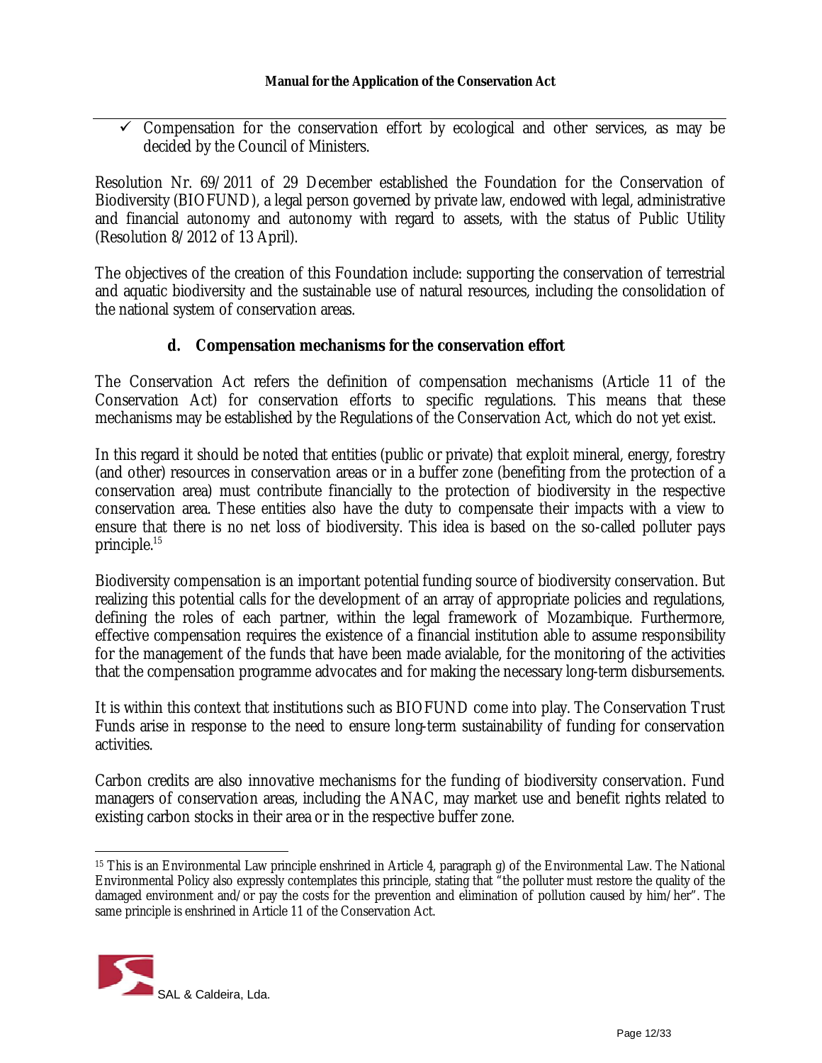- ✓ Compensation for the conservation effort by ecological and other services, as may be decided by the Council of Ministers.

Resolution Nr. 69/2011 of 29 December established the Foundation for the Conservation of Biodiversity (BIOFUND), a legal person governed by private law, endowed with legal, administrative and financial autonomy and autonomy with regard to assets, with the status of Public Utility (Resolution 8/2012 of 13 April).

The objectives of the creation of this Foundation include: supporting the conservation of terrestrial and aquatic biodiversity and the sustainable use of natural resources, including the consolidation of the national system of conservation areas.

### d. Compensation mechanisms for the conservation effort

The Conservation Act refers the definition of compensation mechanisms (Article 11 of the Conservation Act) for conservation efforts to specific regulations. This means that these mechanisms may be established by the Regulations of the Conservation Act, which do not yet exist.

In this regard it should be noted that entities (public or private) that exploit mineral, energy, forestry (and other) resources in conservation areas or in a buffer zone (benefiting from the protection of a conservation area) must contribute financially to the protection of biodiversity in the respective conservation area. These entities also have the duty to compensate their impacts with a view to ensure that there is no net loss of biodiversity. This idea is based on the so-called polluter pays principle.[15]

Biodiversity compensation is an important potential funding source of biodiversity conservation. But realizing this potential calls for the development of an array of appropriate policies and regulations, defining the roles of each partner, within the legal framework of Mozambique. Furthermore, effective compensation requires the existence of a financial institution able to assume responsibility for the management of the funds that have been made avialable, for the monitoring of the activities that the compensation programme advocates and for making the necessary long-term disbursements.

It is within this context that institutions such as BIOFUND come into play. The Conservation Trust Funds arise in response to the need to ensure long-term sustainability of funding for conservation activities.

Carbon credits are also innovative mechanisms for the funding of biodiversity conservation. Fund managers of conservation areas, including the ANAC, may market use and benefit rights related to existing carbon stocks in their area or in the respective buffer zone.

---

[15] This is an Environmental Law principle enshrined in Article 4, paragraph g) of the Environmental Law. The National Environmental Policy also expressly contemplates this principle, stating that "the polluter must restore the quality of the damaged environment and/or pay the costs for the prevention and elimination of pollution caused by him/her". The same principle is enshrined in Article 11 of the Conservation Act.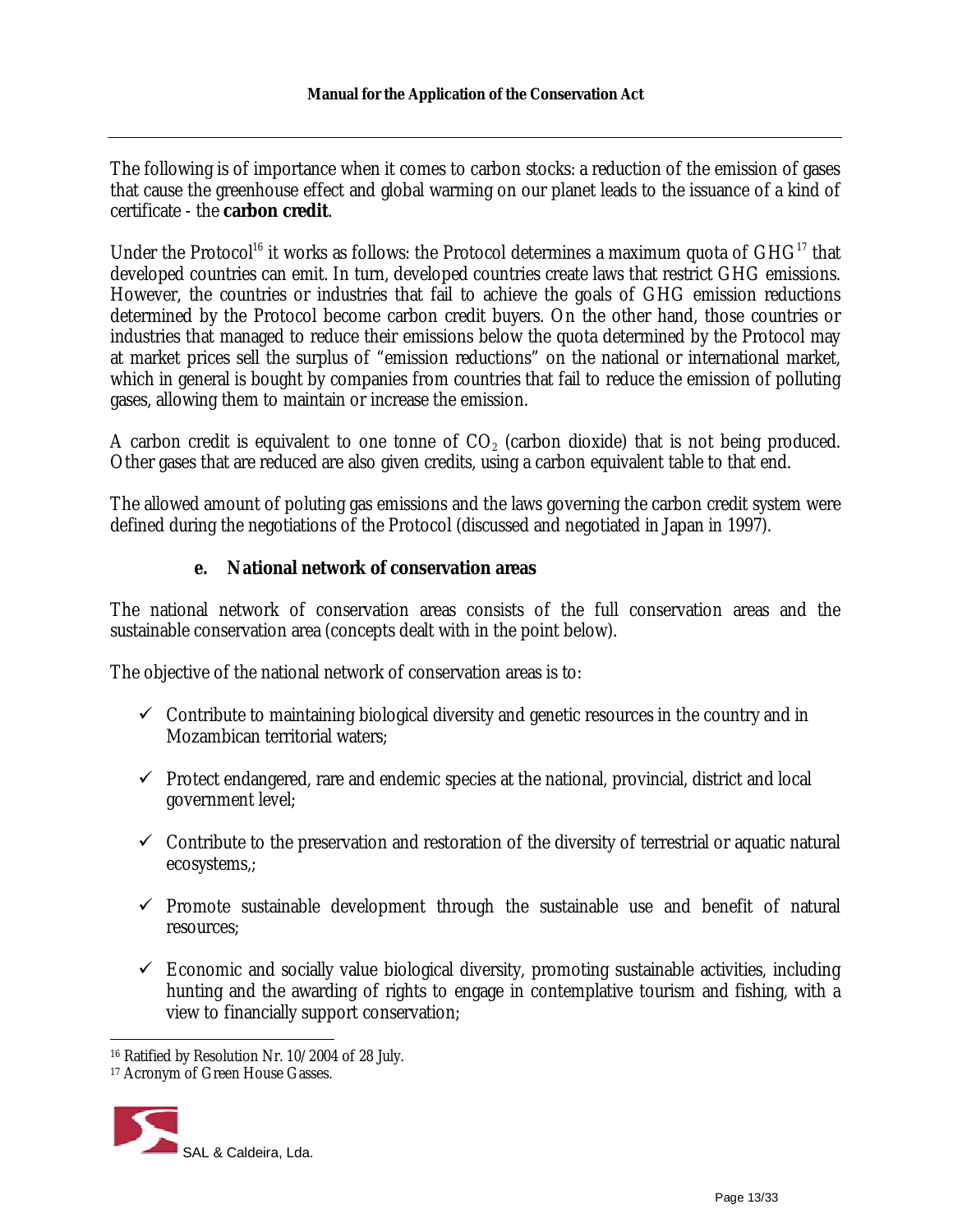The following is of importance when it comes to carbon stocks: a reduction of the emission of gases that cause the greenhouse effect and global warming on our planet leads to the issuance of a kind of certificate - the **carbon credit**.

Under the Protocol[16] it works as follows: the Protocol determines a maximum quota of GHG[17] that developed countries can emit. In turn, developed countries create laws that restrict GHG emissions. However, the countries or industries that fail to achieve the goals of GHG emission reductions determined by the Protocol become carbon credit buyers. On the other hand, those countries or industries that managed to reduce their emissions below the quota determined by the Protocol may at market prices sell the surplus of "emission reductions" on the national or international market, which in general is bought by companies from countries that fail to reduce the emission of polluting gases, allowing them to maintain or increase the emission.

A carbon credit is equivalent to one tonne of $CO_2$ (carbon dioxide) that is not being produced. Other gases that are reduced are also given credits, using a carbon equivalent table to that end.

The allowed amount of poluting gas emissions and the laws governing the carbon credit system were defined during the negotiations of the Protocol (discussed and negotiated in Japan in 1997).

### e. National network of conservation areas

The national network of conservation areas consists of the full conservation areas and the sustainable conservation area (concepts dealt with in the point below).

The objective of the national network of conservation areas is to:

- ✓ Contribute to maintaining biological diversity and genetic resources in the country and in Mozambican territorial waters;
- ✓ Protect endangered, rare and endemic species at the national, provincial, district and local government level;
- ✓ Contribute to the preservation and restoration of the diversity of terrestrial or aquatic natural ecosystems,;
- ✓ Promote sustainable development through the sustainable use and benefit of natural resources;
- ✓ Economic and socially value biological diversity, promoting sustainable activities, including hunting and the awarding of rights to engage in contemplative tourism and fishing, with a view to financially support conservation;

---

[16] Ratified by Resolution Nr. 10/2004 of 28 July.

[17] Acronym of Green House Gasses.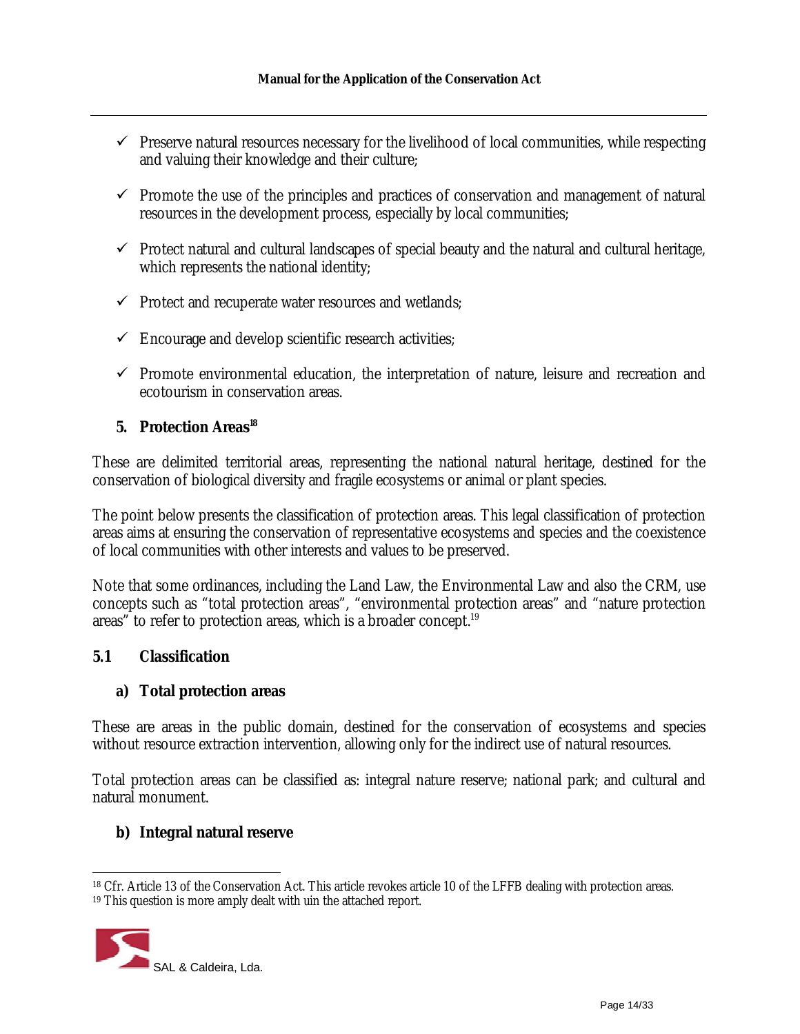- ✓ Preserve natural resources necessary for the livelihood of local communities, while respecting and valuing their knowledge and their culture;
- ✓ Promote the use of the principles and practices of conservation and management of natural resources in the development process, especially by local communities;
- ✓ Protect natural and cultural landscapes of special beauty and the natural and cultural heritage, which represents the national identity;
- ✓ Protect and recuperate water resources and wetlands;
- ✓ Encourage and develop scientific research activities;
- ✓ Promote environmental education, the interpretation of nature, leisure and recreation and ecotourism in conservation areas.

## 5. Protection Areas[18]

These are delimited territorial areas, representing the national natural heritage, destined for the conservation of biological diversity and fragile ecosystems or animal or plant species.

The point below presents the classification of protection areas. This legal classification of protection areas aims at ensuring the conservation of representative ecosystems and species and the coexistence of local communities with other interests and values to be preserved.

Note that some ordinances, including the Land Law, the Environmental Law and also the CRM, use concepts such as "total protection areas", "environmental protection areas" and "nature protection areas" to refer to protection areas, which is a broader concept.[19]

### 5.1 Classification

#### a) Total protection areas

These are areas in the public domain, destined for the conservation of ecosystems and species without resource extraction intervention, allowing only for the indirect use of natural resources.

Total protection areas can be classified as: integral nature reserve; national park; and cultural and natural monument.

#### b) Integral natural reserve

---

[18] Cfr. Article 13 of the Conservation Act. This article revokes article 10 of the LFFB dealing with protection areas.

[19] This question is more amply dealt with uin the attached report.

SAL & Caldeira, Lda.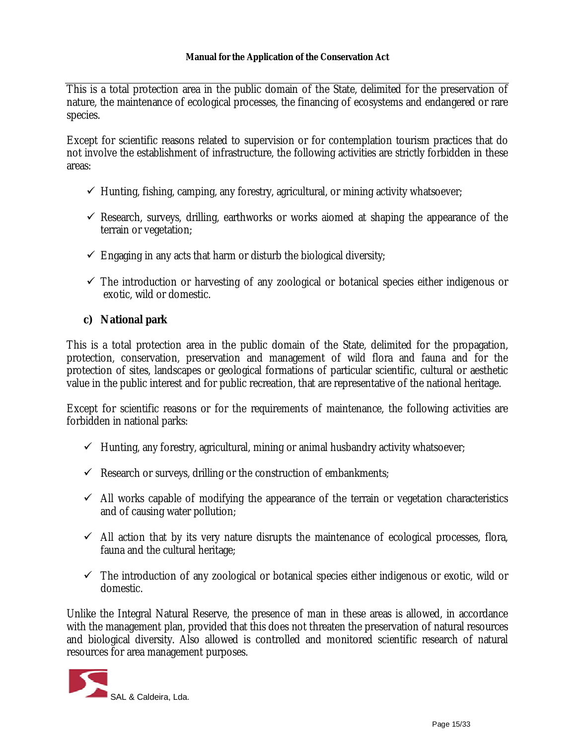This is a total protection area in the public domain of the State, delimited for the preservation of nature, the maintenance of ecological processes, the financing of ecosystems and endangered or rare species.

Except for scientific reasons related to supervision or for contemplation tourism practices that do not involve the establishment of infrastructure, the following activities are strictly forbidden in these areas:

- ✓ Hunting, fishing, camping, any forestry, agricultural, or mining activity whatsoever;
- ✓ Research, surveys, drilling, earthworks or works aiomed at shaping the appearance of the terrain or vegetation;
- ✓ Engaging in any acts that harm or disturb the biological diversity;
- ✓ The introduction or harvesting of any zoological or botanical species either indigenous or exotic, wild or domestic.

### c) National park

This is a total protection area in the public domain of the State, delimited for the propagation, protection, conservation, preservation and management of wild flora and fauna and for the protection of sites, landscapes or geological formations of particular scientific, cultural or aesthetic value in the public interest and for public recreation, that are representative of the national heritage.

Except for scientific reasons or for the requirements of maintenance, the following activities are forbidden in national parks:

- ✓ Hunting, any forestry, agricultural, mining or animal husbandry activity whatsoever;
- ✓ Research or surveys, drilling or the construction of embankments;
- ✓ All works capable of modifying the appearance of the terrain or vegetation characteristics and of causing water pollution;
- ✓ All action that by its very nature disrupts the maintenance of ecological processes, flora, fauna and the cultural heritage;
- ✓ The introduction of any zoological or botanical species either indigenous or exotic, wild or domestic.

Unlike the Integral Natural Reserve, the presence of man in these areas is allowed, in accordance with the management plan, provided that this does not threaten the preservation of natural resources and biological diversity. Also allowed is controlled and monitored scientific research of natural resources for area management purposes.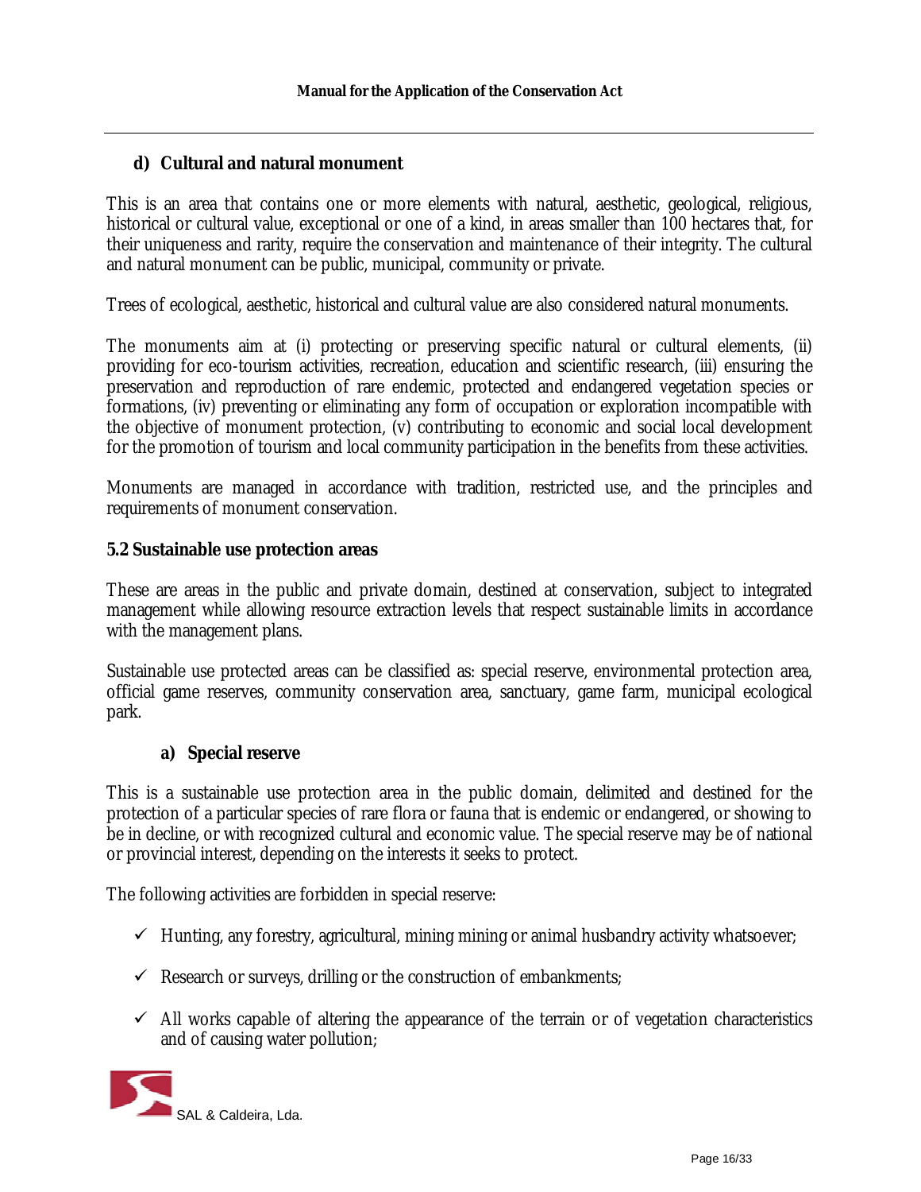**d) Cultural and natural monument**

This is an area that contains one or more elements with natural, aesthetic, geological, religious, historical or cultural value, exceptional or one of a kind, in areas smaller than 100 hectares that, for their uniqueness and rarity, require the conservation and maintenance of their integrity. The cultural and natural monument can be public, municipal, community or private.

Trees of ecological, aesthetic, historical and cultural value are also considered natural monuments.

The monuments aim at (i) protecting or preserving specific natural or cultural elements, (ii) providing for eco-tourism activities, recreation, education and scientific research, (iii) ensuring the preservation and reproduction of rare endemic, protected and endangered vegetation species or formations, (iv) preventing or eliminating any form of occupation or exploration incompatible with the objective of monument protection, (v) contributing to economic and social local development for the promotion of tourism and local community participation in the benefits from these activities.

Monuments are managed in accordance with tradition, restricted use, and the principles and requirements of monument conservation.

### 5.2 Sustainable use protection areas

These are areas in the public and private domain, destined at conservation, subject to integrated management while allowing resource extraction levels that respect sustainable limits in accordance with the management plans.

Sustainable use protected areas can be classified as: special reserve, environmental protection area, official game reserves, community conservation area, sanctuary, game farm, municipal ecological park.

**a) Special reserve**

This is a sustainable use protection area in the public domain, delimited and destined for the protection of a particular species of rare flora or fauna that is endemic or endangered, or showing to be in decline, or with recognized cultural and economic value. The special reserve may be of national or provincial interest, depending on the interests it seeks to protect.

The following activities are forbidden in special reserve:

- ✓ Hunting, any forestry, agricultural, mining mining or animal husbandry activity whatsoever;
- ✓ Research or surveys, drilling or the construction of embankments;
- ✓ All works capable of altering the appearance of the terrain or of vegetation characteristics and of causing water pollution;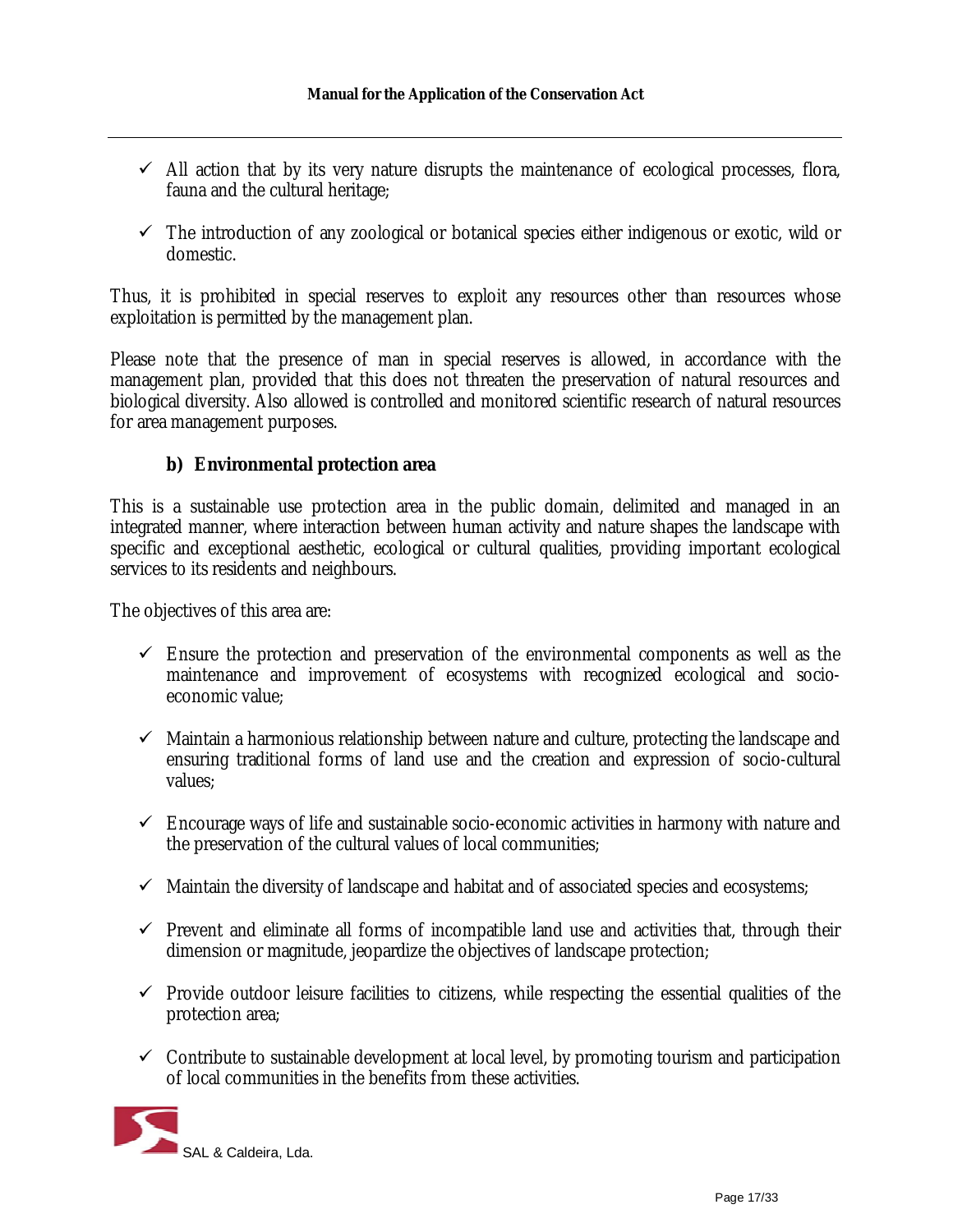- All action that by its very nature disrupts the maintenance of ecological processes, flora, fauna and the cultural heritage;
- The introduction of any zoological or botanical species either indigenous or exotic, wild or domestic.

Thus, it is prohibited in special reserves to exploit any resources other than resources whose exploitation is permitted by the management plan.

Please note that the presence of man in special reserves is allowed, in accordance with the management plan, provided that this does not threaten the preservation of natural resources and biological diversity. Also allowed is controlled and monitored scientific research of natural resources for area management purposes.

### b) Environmental protection area

This is a sustainable use protection area in the public domain, delimited and managed in an integrated manner, where interaction between human activity and nature shapes the landscape with specific and exceptional aesthetic, ecological or cultural qualities, providing important ecological services to its residents and neighbours.

The objectives of this area are:

- Ensure the protection and preservation of the environmental components as well as the maintenance and improvement of ecosystems with recognized ecological and socio-economic value;
- Maintain a harmonious relationship between nature and culture, protecting the landscape and ensuring traditional forms of land use and the creation and expression of socio-cultural values;
- Encourage ways of life and sustainable socio-economic activities in harmony with nature and the preservation of the cultural values of local communities;
- Maintain the diversity of landscape and habitat and of associated species and ecosystems;
- Prevent and eliminate all forms of incompatible land use and activities that, through their dimension or magnitude, jeopardize the objectives of landscape protection;
- Provide outdoor leisure facilities to citizens, while respecting the essential qualities of the protection area;
- Contribute to sustainable development at local level, by promoting tourism and participation of local communities in the benefits from these activities.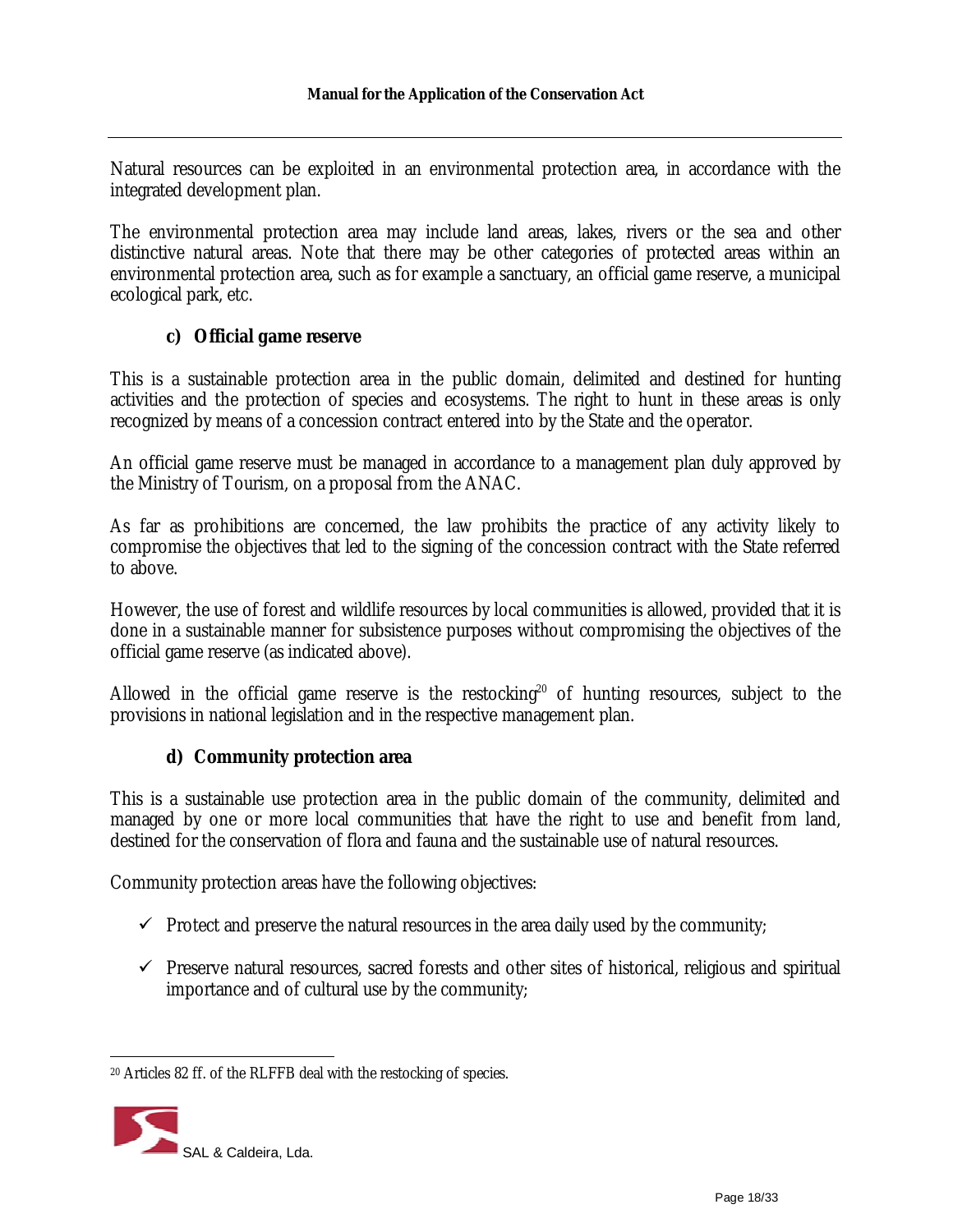Natural resources can be exploited in an environmental protection area, in accordance with the integrated development plan.

The environmental protection area may include land areas, lakes, rivers or the sea and other distinctive natural areas. Note that there may be other categories of protected areas within an environmental protection area, such as for example a sanctuary, an official game reserve, a municipal ecological park, etc.

**c) Official game reserve**

This is a sustainable protection area in the public domain, delimited and destined for hunting activities and the protection of species and ecosystems. The right to hunt in these areas is only recognized by means of a concession contract entered into by the State and the operator.

An official game reserve must be managed in accordance to a management plan duly approved by the Ministry of Tourism, on a proposal from the ANAC.

As far as prohibitions are concerned, the law prohibits the practice of any activity likely to compromise the objectives that led to the signing of the concession contract with the State referred to above.

However, the use of forest and wildlife resources by local communities is allowed, provided that it is done in a sustainable manner for subsistence purposes without compromising the objectives of the official game reserve (as indicated above).

Allowed in the official game reserve is the restocking[20] of hunting resources, subject to the provisions in national legislation and in the respective management plan.

**d) Community protection area**

This is a sustainable use protection area in the public domain of the community, delimited and managed by one or more local communities that have the right to use and benefit from land, destined for the conservation of flora and fauna and the sustainable use of natural resources.

Community protection areas have the following objectives:

- ✓ Protect and preserve the natural resources in the area daily used by the community;
- ✓ Preserve natural resources, sacred forests and other sites of historical, religious and spiritual importance and of cultural use by the community;

---

[20] Articles 82 ff. of the RLFFB deal with the restocking of species.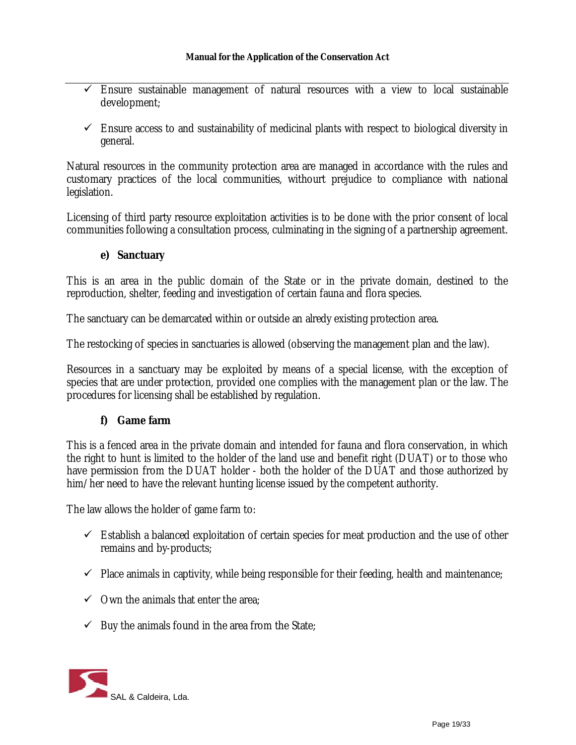- ✓ Ensure sustainable management of natural resources with a view to local sustainable development;
- ✓ Ensure access to and sustainability of medicinal plants with respect to biological diversity in general.

Natural resources in the community protection area are managed in accordance with the rules and customary practices of the local communities, withourt prejudice to compliance with national legislation.

Licensing of third party resource exploitation activities is to be done with the prior consent of local communities following a consultation process, culminating in the signing of a partnership agreement.

**e) Sanctuary**

This is an area in the public domain of the State or in the private domain, destined to the reproduction, shelter, feeding and investigation of certain fauna and flora species.

The sanctuary can be demarcated within or outside an alredy existing protection area.

The restocking of species in sanctuaries is allowed (observing the management plan and the law).

Resources in a sanctuary may be exploited by means of a special license, with the exception of species that are under protection, provided one complies with the management plan or the law. The procedures for licensing shall be established by regulation.

**f) Game farm**

This is a fenced area in the private domain and intended for fauna and flora conservation, in which the right to hunt is limited to the holder of the land use and benefit right (DUAT) or to those who have permission from the DUAT holder - both the holder of the DUAT and those authorized by him/her need to have the relevant hunting license issued by the competent authority.

The law allows the holder of game farm to:

- ✓ Establish a balanced exploitation of certain species for meat production and the use of other remains and by-products;
- ✓ Place animals in captivity, while being responsible for their feeding, health and maintenance;
- ✓ Own the animals that enter the area;
- ✓ Buy the animals found in the area from the State;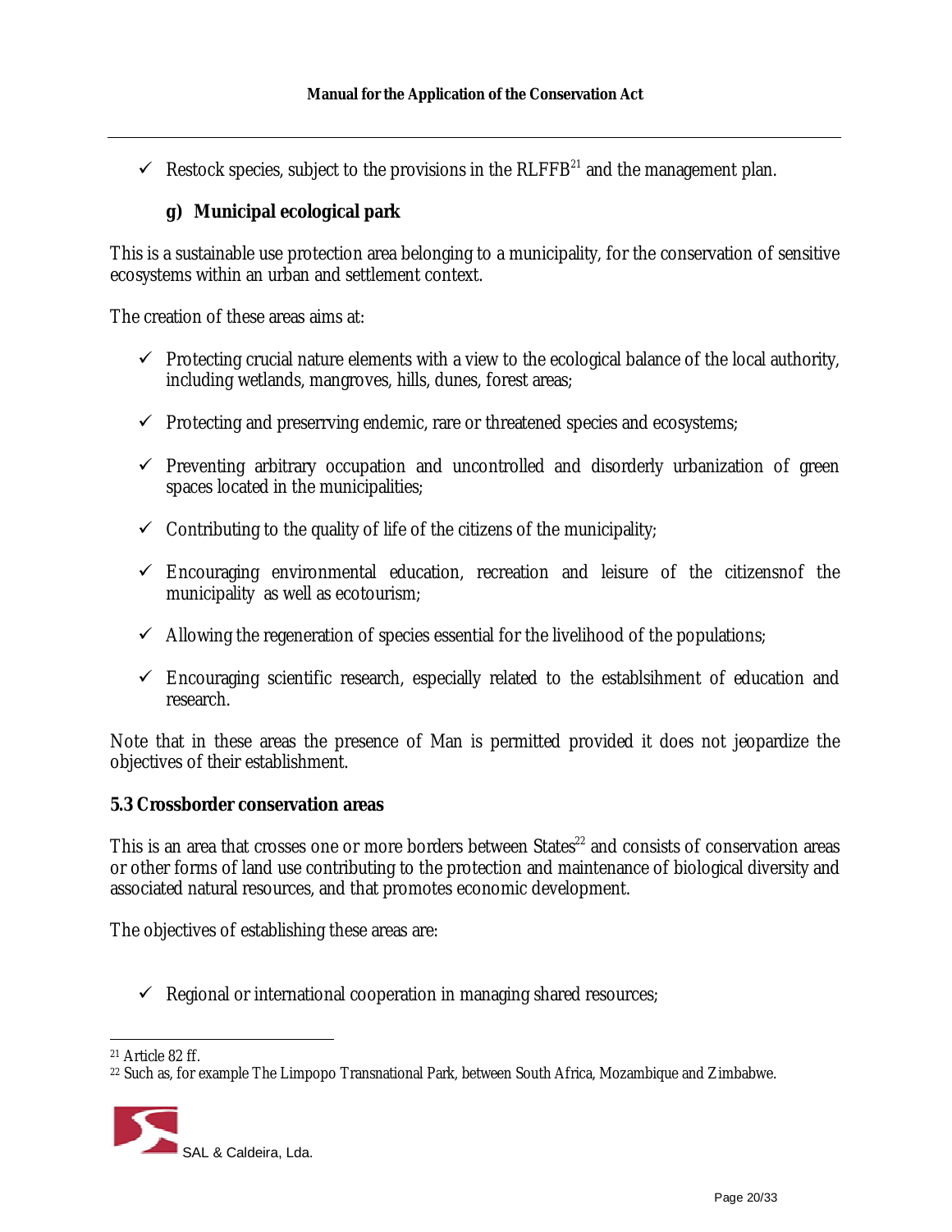- ✓ Restock species, subject to the provisions in the RLFFB[21] and the management plan.

### g) Municipal ecological park

This is a sustainable use protection area belonging to a municipality, for the conservation of sensitive ecosystems within an urban and settlement context.

The creation of these areas aims at:

- ✓ Protecting crucial nature elements with a view to the ecological balance of the local authority, including wetlands, mangroves, hills, dunes, forest areas;
- ✓ Protecting and preserrving endemic, rare or threatened species and ecosystems;
- ✓ Preventing arbitrary occupation and uncontrolled and disorderly urbanization of green spaces located in the municipalities;
- ✓ Contributing to the quality of life of the citizens of the municipality;
- ✓ Encouraging environmental education, recreation and leisure of the citizensnof the municipality as well as ecotourism;
- ✓ Allowing the regeneration of species essential for the livelihood of the populations;
- ✓ Encouraging scientific research, especially related to the establsihment of education and research.

Note that in these areas the presence of Man is permitted provided it does not jeopardize the objectives of their establishment.

## 5.3 Crossborder conservation areas

This is an area that crosses one or more borders between States[22] and consists of conservation areas or other forms of land use contributing to the protection and maintenance of biological diversity and associated natural resources, and that promotes economic development.

The objectives of establishing these areas are:

- ✓ Regional or international cooperation in managing shared resources;

---

[21] Article 82 ff.

[22] Such as, for example The Limpopo Transnational Park, between South Africa, Mozambique and Zimbabwe.

SAL & Caldeira, Lda.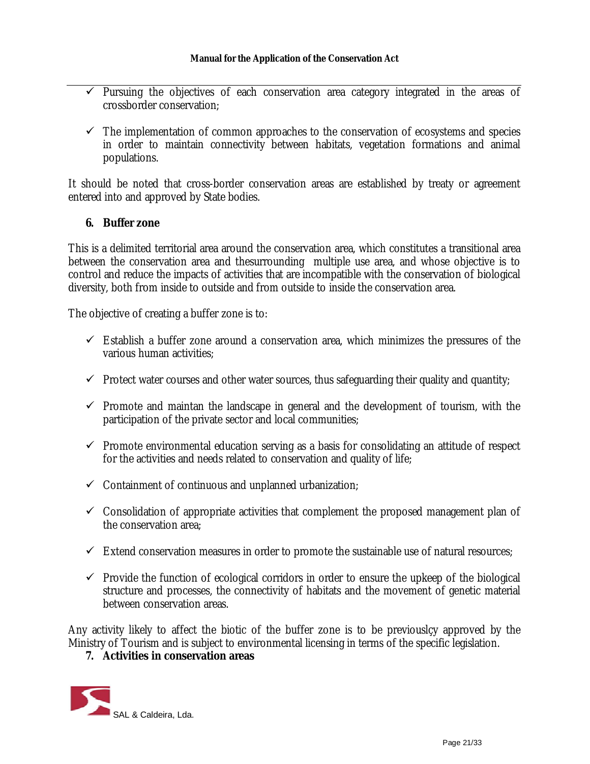- ✓ Pursuing the objectives of each conservation area category integrated in the areas of crossborder conservation;

- ✓ The implementation of common approaches to the conservation of ecosystems and species in order to maintain connectivity between habitats, vegetation formations and animal populations.

It should be noted that cross-border conservation areas are established by treaty or agreement entered into and approved by State bodies.

## 6. Buffer zone

This is a delimited territorial area around the conservation area, which constitutes a transitional area between the conservation area and thesurrounding multiple use area, and whose objective is to control and reduce the impacts of activities that are incompatible with the conservation of biological diversity, both from inside to outside and from outside to inside the conservation area.

The objective of creating a buffer zone is to:

- ✓ Establish a buffer zone around a conservation area, which minimizes the pressures of the various human activities;

- ✓ Protect water courses and other water sources, thus safeguarding their quality and quantity;

- ✓ Promote and maintan the landscape in general and the development of tourism, with the participation of the private sector and local communities;

- ✓ Promote environmental education serving as a basis for consolidating an attitude of respect for the activities and needs related to conservation and quality of life;

- ✓ Containment of continuous and unplanned urbanization;

- ✓ Consolidation of appropriate activities that complement the proposed management plan of the conservation area;

- ✓ Extend conservation measures in order to promote the sustainable use of natural resources;

- ✓ Provide the function of ecological corridors in order to ensure the upkeep of the biological structure and processes, the connectivity of habitats and the movement of genetic material between conservation areas.

Any activity likely to affect the biotic of the buffer zone is to be previouslçy approved by the Ministry of Tourism and is subject to environmental licensing in terms of the specific legislation.

## 7. Activities in conservation areas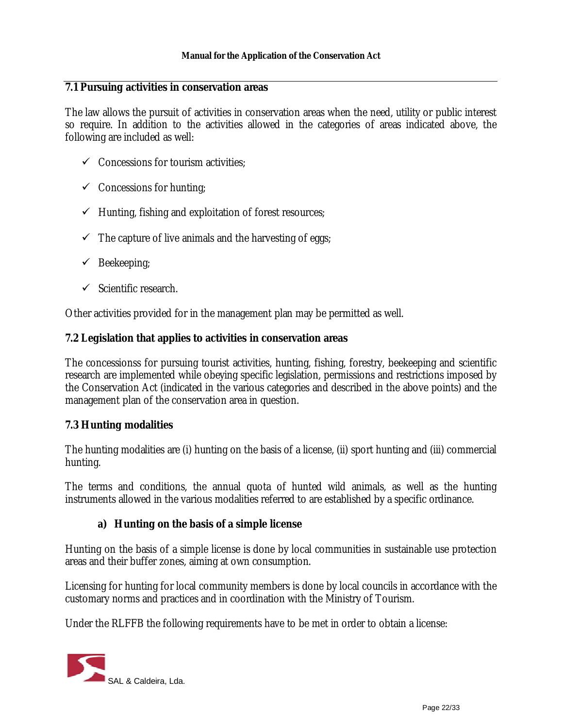## 7.1 Pursuing activities in conservation areas

The law allows the pursuit of activities in conservation areas when the need, utility or public interest so require. In addition to the activities allowed in the categories of areas indicated above, the following are included as well:

- ✓ Concessions for tourism activities;
- ✓ Concessions for hunting;
- ✓ Hunting, fishing and exploitation of forest resources;
- ✓ The capture of live animals and the harvesting of eggs;
- ✓ Beekeeping;
- ✓ Scientific research.

Other activities provided for in the management plan may be permitted as well.

## 7.2 Legislation that applies to activities in conservation areas

The concessionss for pursuing tourist activities, hunting, fishing, forestry, beekeeping and scientific research are implemented while obeying specific legislation, permissions and restrictions imposed by the Conservation Act (indicated in the various categories and described in the above points) and the management plan of the conservation area in question.

## 7.3 Hunting modalities

The hunting modalities are (i) hunting on the basis of a license, (ii) sport hunting and (iii) commercial hunting.

The terms and conditions, the annual quota of hunted wild animals, as well as the hunting instruments allowed in the various modalities referred to are established by a specific ordinance.

### a) Hunting on the basis of a simple license

Hunting on the basis of a simple license is done by local communities in sustainable use protection areas and their buffer zones, aiming at own consumption.

Licensing for hunting for local community members is done by local councils in accordance with the customary norms and practices and in coordination with the Ministry of Tourism.

Under the RLFFB the following requirements have to be met in order to obtain a license: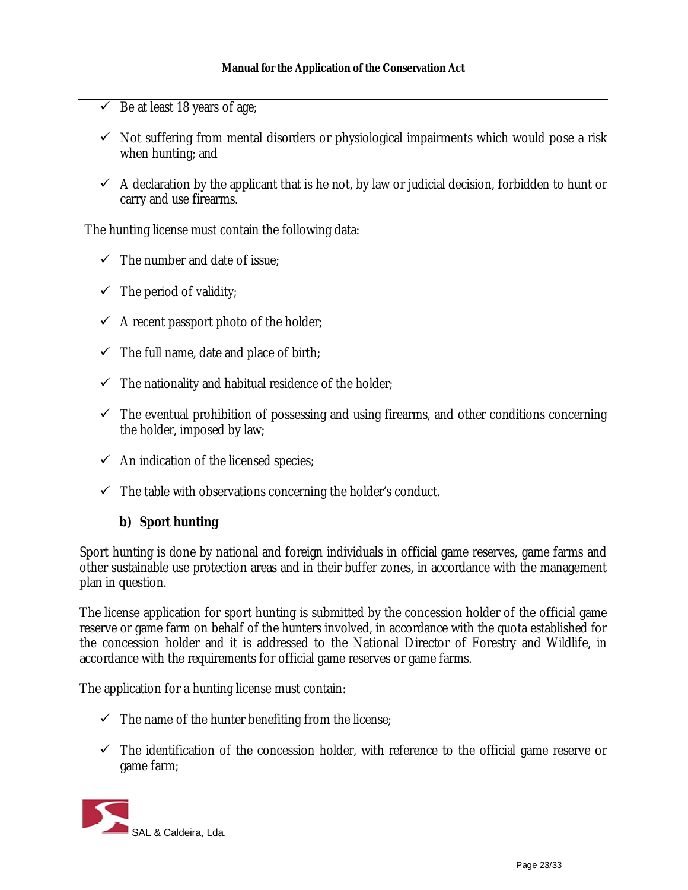- ✓ Be at least 18 years of age;
- ✓ Not suffering from mental disorders or physiological impairments which would pose a risk when hunting; and
- ✓ A declaration by the applicant that is he not, by law or judicial decision, forbidden to hunt or carry and use firearms.

The hunting license must contain the following data:

- ✓ The number and date of issue;
- ✓ The period of validity;
- ✓ A recent passport photo of the holder;
- ✓ The full name, date and place of birth;
- ✓ The nationality and habitual residence of the holder;
- ✓ The eventual prohibition of possessing and using firearms, and other conditions concerning the holder, imposed by law;
- ✓ An indication of the licensed species;
- ✓ The table with observations concerning the holder's conduct.

**b) Sport hunting**

Sport hunting is done by national and foreign individuals in official game reserves, game farms and other sustainable use protection areas and in their buffer zones, in accordance with the management plan in question.

The license application for sport hunting is submitted by the concession holder of the official game reserve or game farm on behalf of the hunters involved, in accordance with the quota established for the concession holder and it is addressed to the National Director of Forestry and Wildlife, in accordance with the requirements for official game reserves or game farms.

The application for a hunting license must contain:

- ✓ The name of the hunter benefiting from the license;
- ✓ The identification of the concession holder, with reference to the official game reserve or game farm;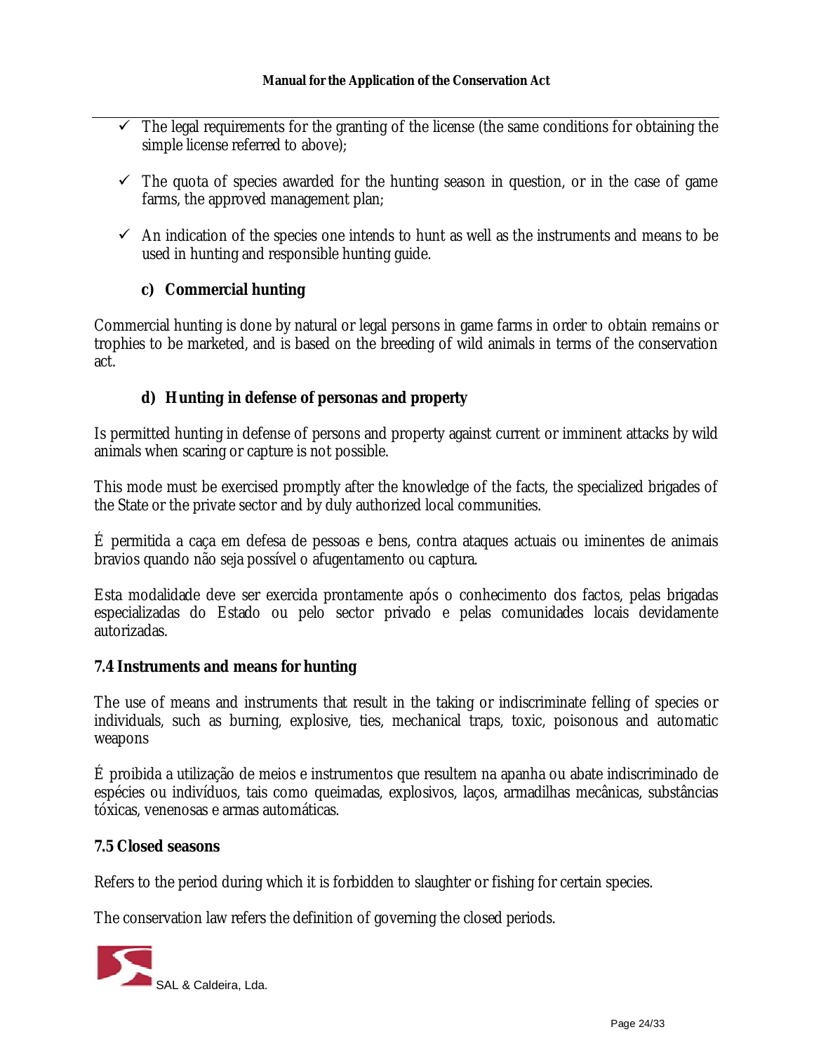- ✓ The legal requirements for the granting of the license (the same conditions for obtaining the simple license referred to above);
- ✓ The quota of species awarded for the hunting season in question, or in the case of game farms, the approved management plan;
- ✓ An indication of the species one intends to hunt as well as the instruments and means to be used in hunting and responsible hunting guide.

### c) Commercial hunting

Commercial hunting is done by natural or legal persons in game farms in order to obtain remains or trophies to be marketed, and is based on the breeding of wild animals in terms of the conservation act.

### d) Hunting in defense of personas and property

Is permitted hunting in defense of persons and property against current or imminent attacks by wild animals when scaring or capture is not possible.

This mode must be exercised promptly after the knowledge of the facts, the specialized brigades of the State or the private sector and by duly authorized local communities.

É permitida a caça em defesa de pessoas e bens, contra ataques actuais ou iminentes de animais bravios quando não seja possível o afugentamento ou captura.

Esta modalidade deve ser exercida prontamente após o conhecimento dos factos, pelas brigadas especializadas do Estado ou pelo sector privado e pelas comunidades locais devidamente autorizadas.

## 7.4 Instruments and means for hunting

The use of means and instruments that result in the taking or indiscriminate felling of species or individuals, such as burning, explosive, ties, mechanical traps, toxic, poisonous and automatic weapons

É proibida a utilização de meios e instrumentos que resultem na apanha ou abate indiscriminado de espécies ou indivíduos, tais como queimadas, explosivos, laços, armadilhas mecânicas, substâncias tóxicas, venenosas e armas automáticas.

## 7.5 Closed seasons

Refers to the period during which it is forbidden to slaughter or fishing for certain species.

The conservation law refers the definition of governing the closed periods.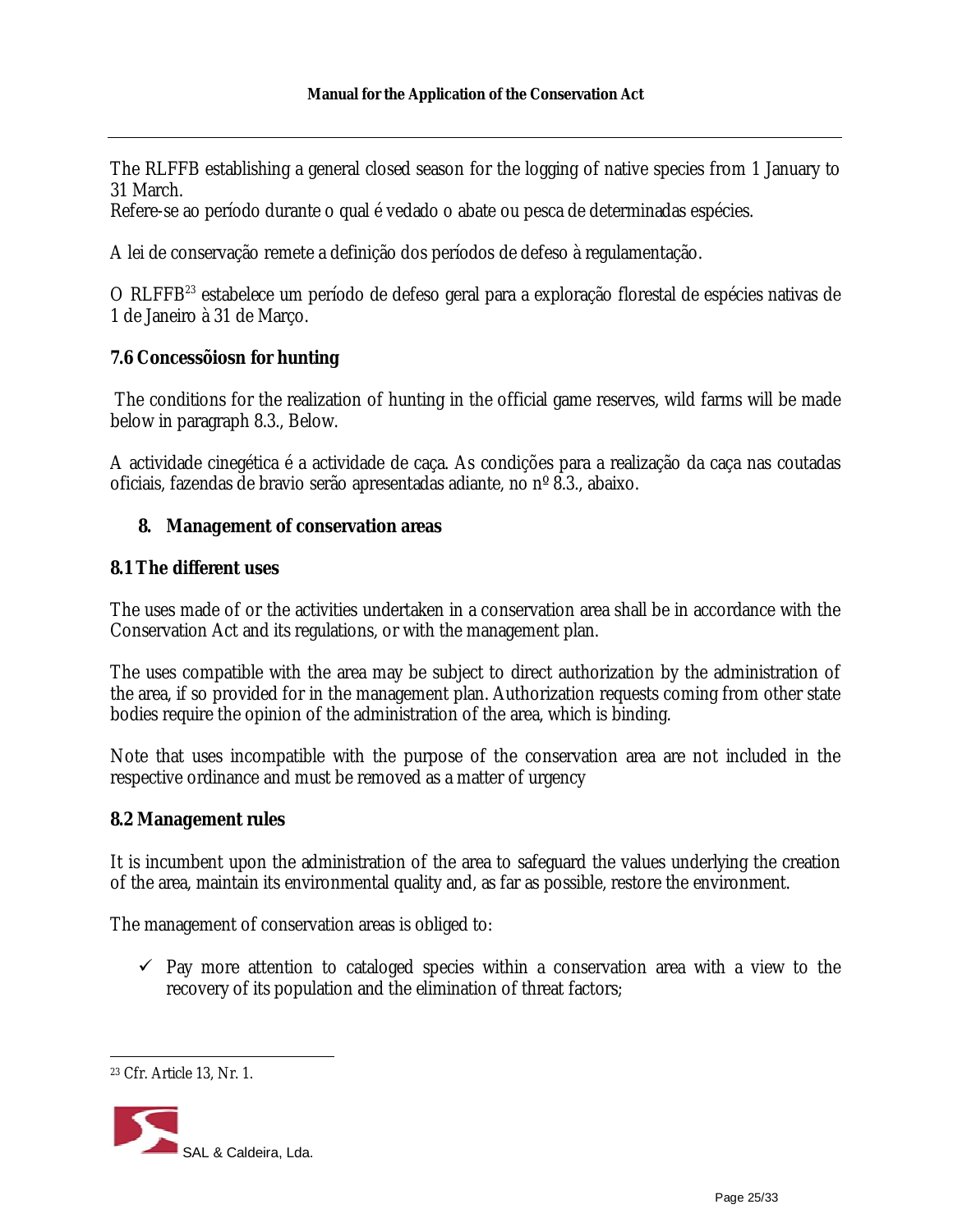The RLFFB establishing a general closed season for the logging of native species from 1 January to 31 March.
Refere-se ao período durante o qual é vedado o abate ou pesca de determinadas espécies.

A lei de conservação remete a definição dos períodos de defeso à regulamentação.

O RLFFB[23] estabelece um período de defeso geral para a exploração florestal de espécies nativas de 1 de Janeiro à 31 de Março.

### 7.6 Concessõiosn for hunting

The conditions for the realization of hunting in the official game reserves, wild farms will be made below in paragraph 8.3., Below.

A actividade cinegética é a actividade de caça. As condições para a realização da caça nas coutadas oficiais, fazendas de bravio serão apresentadas adiante, no nº 8.3., abaixo.

## 8. Management of conservation areas

### 8.1 The different uses

The uses made of or the activities undertaken in a conservation area shall be in accordance with the Conservation Act and its regulations, or with the management plan.

The uses compatible with the area may be subject to direct authorization by the administration of the area, if so provided for in the management plan. Authorization requests coming from other state bodies require the opinion of the administration of the area, which is binding.

Note that uses incompatible with the purpose of the conservation area are not included in the respective ordinance and must be removed as a matter of urgency

### 8.2 Management rules

It is incumbent upon the administration of the area to safeguard the values underlying the creation of the area, maintain its environmental quality and, as far as possible, restore the environment.

The management of conservation areas is obliged to:

- ✓ Pay more attention to cataloged species within a conservation area with a view to the recovery of its population and the elimination of threat factors;

---

[23] Cfr. Article 13, Nr. 1.

SAL & Caldeira, Lda.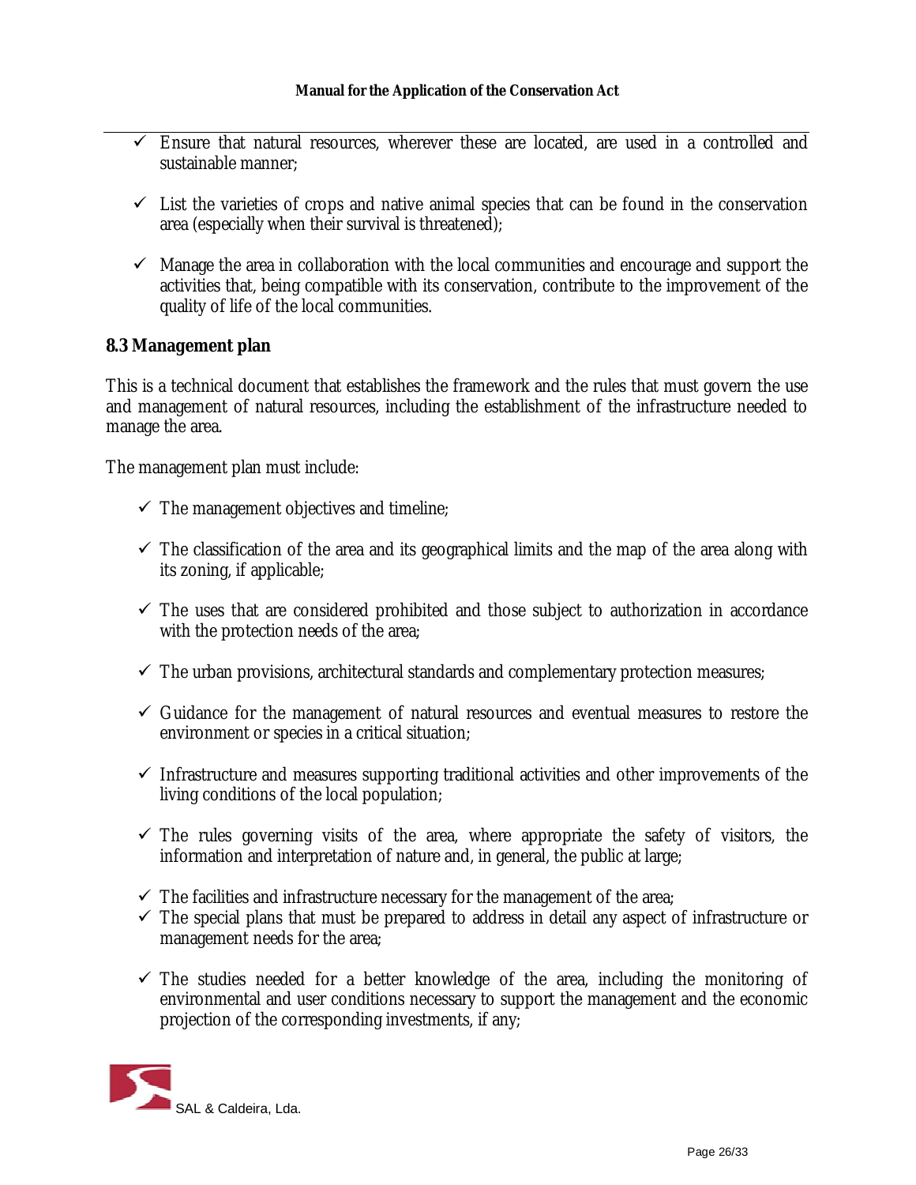- ✓ Ensure that natural resources, wherever these are located, are used in a controlled and sustainable manner;
- ✓ List the varieties of crops and native animal species that can be found in the conservation area (especially when their survival is threatened);
- ✓ Manage the area in collaboration with the local communities and encourage and support the activities that, being compatible with its conservation, contribute to the improvement of the quality of life of the local communities.

## 8.3 Management plan

This is a technical document that establishes the framework and the rules that must govern the use and management of natural resources, including the establishment of the infrastructure needed to manage the area.

The management plan must include:

- ✓ The management objectives and timeline;
- ✓ The classification of the area and its geographical limits and the map of the area along with its zoning, if applicable;
- ✓ The uses that are considered prohibited and those subject to authorization in accordance with the protection needs of the area;
- ✓ The urban provisions, architectural standards and complementary protection measures;
- ✓ Guidance for the management of natural resources and eventual measures to restore the environment or species in a critical situation;
- ✓ Infrastructure and measures supporting traditional activities and other improvements of the living conditions of the local population;
- ✓ The rules governing visits of the area, where appropriate the safety of visitors, the information and interpretation of nature and, in general, the public at large;
- ✓ The facilities and infrastructure necessary for the management of the area;
- ✓ The special plans that must be prepared to address in detail any aspect of infrastructure or management needs for the area;
- ✓ The studies needed for a better knowledge of the area, including the monitoring of environmental and user conditions necessary to support the management and the economic projection of the corresponding investments, if any;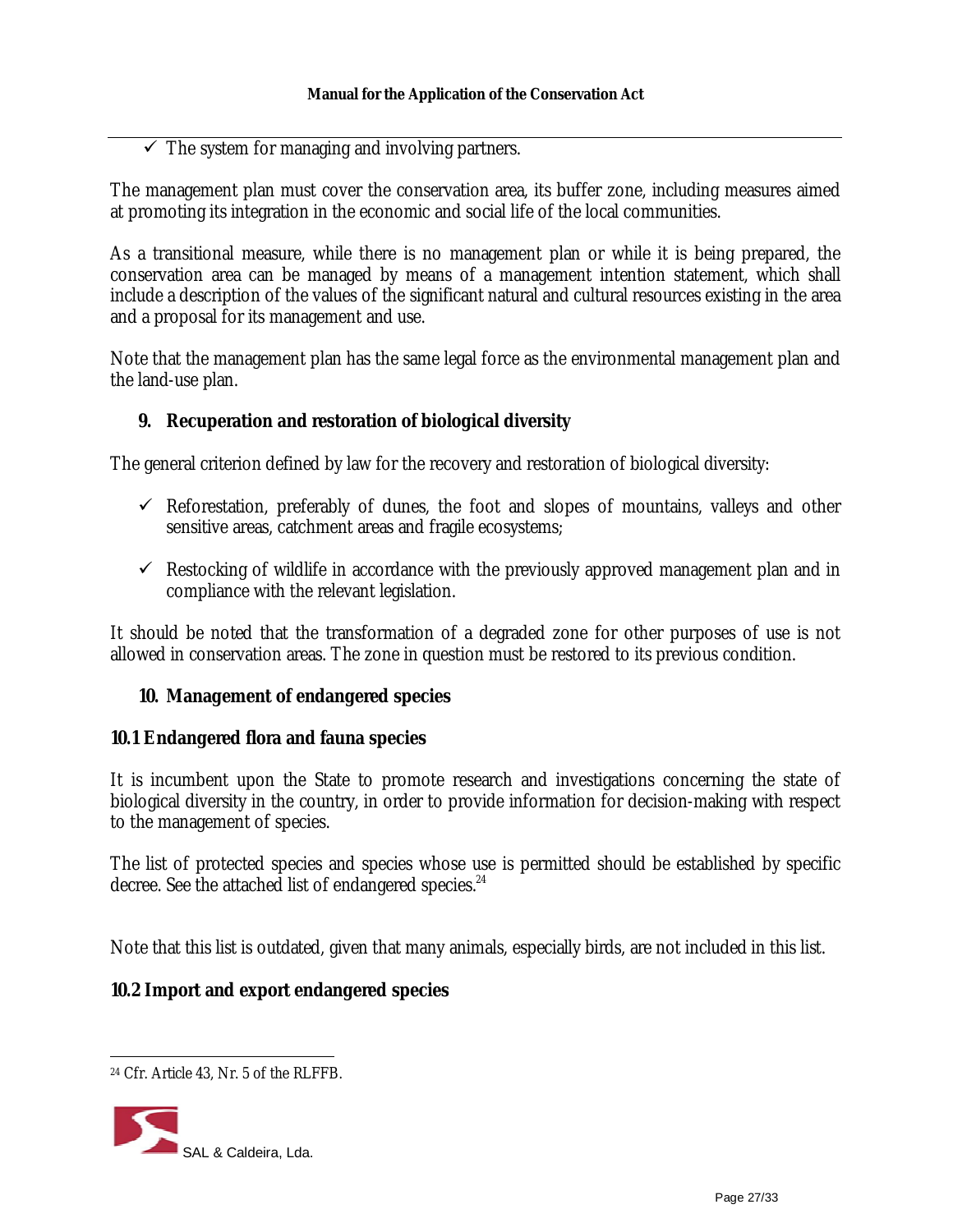- ✓ The system for managing and involving partners.

The management plan must cover the conservation area, its buffer zone, including measures aimed at promoting its integration in the economic and social life of the local communities.

As a transitional measure, while there is no management plan or while it is being prepared, the conservation area can be managed by means of a management intention statement, which shall include a description of the values of the significant natural and cultural resources existing in the area and a proposal for its management and use.

Note that the management plan has the same legal force as the environmental management plan and the land-use plan.

## 9. Recuperation and restoration of biological diversity

The general criterion defined by law for the recovery and restoration of biological diversity:

- ✓ Reforestation, preferably of dunes, the foot and slopes of mountains, valleys and other sensitive areas, catchment areas and fragile ecosystems;

- ✓ Restocking of wildlife in accordance with the previously approved management plan and in compliance with the relevant legislation.

It should be noted that the transformation of a degraded zone for other purposes of use is not allowed in conservation areas. The zone in question must be restored to its previous condition.

## 10. Management of endangered species

### 10.1 Endangered flora and fauna species

It is incumbent upon the State to promote research and investigations concerning the state of biological diversity in the country, in order to provide information for decision-making with respect to the management of species.

The list of protected species and species whose use is permitted should be established by specific decree. See the attached list of endangered species.[24]

Note that this list is outdated, given that many animals, especially birds, are not included in this list.

### 10.2 Import and export endangered species

[24] Cfr. Article 43, Nr. 5 of the RLFFB.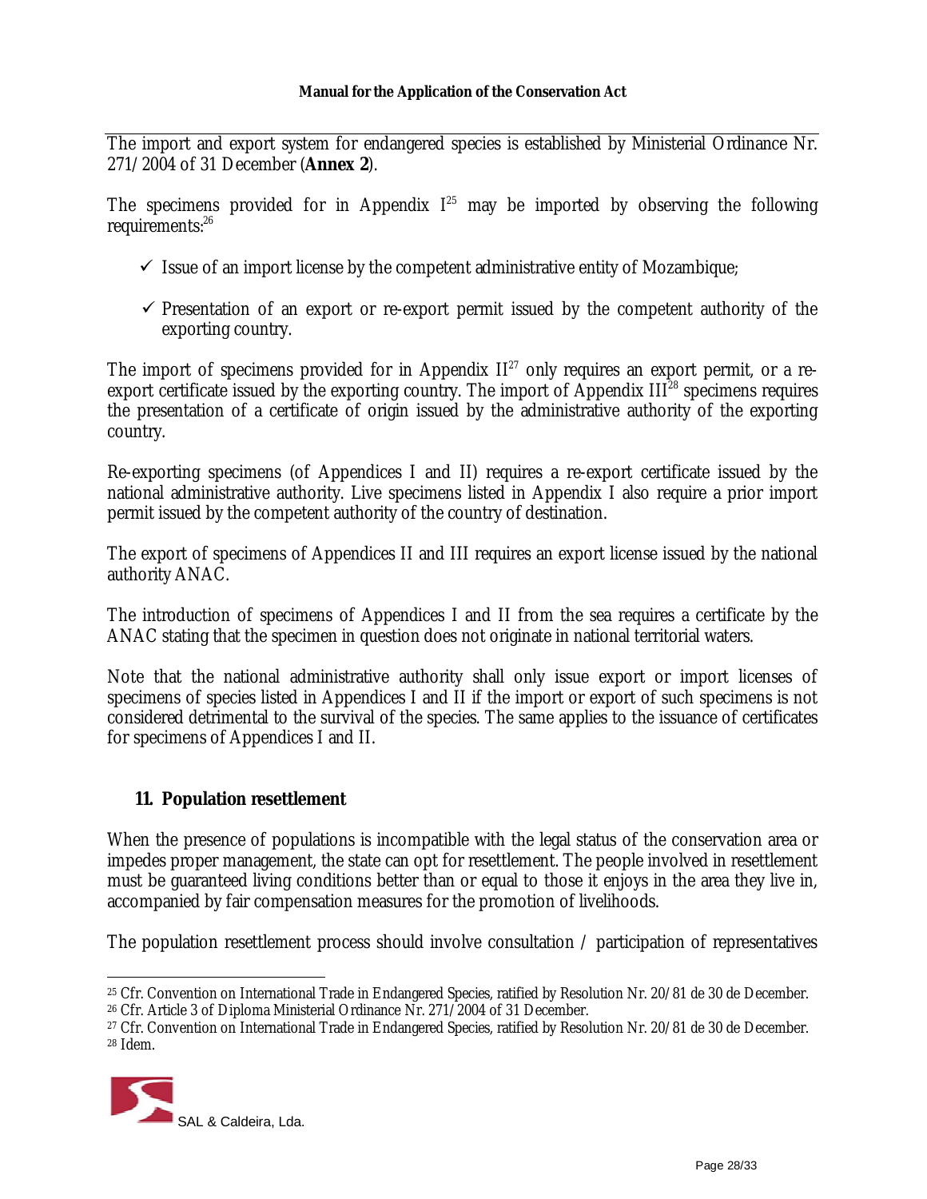The import and export system for endangered species is established by Ministerial Ordinance Nr. 271/2004 of 31 December (**Annex 2**).

The specimens provided for in Appendix I[25] may be imported by observing the following requirements:[26]

- ✓ Issue of an import license by the competent administrative entity of Mozambique;
- ✓ Presentation of an export or re-export permit issued by the competent authority of the exporting country.

The import of specimens provided for in Appendix II[27] only requires an export permit, or a re-export certificate issued by the exporting country. The import of Appendix III[28] specimens requires the presentation of a certificate of origin issued by the administrative authority of the exporting country.

Re-exporting specimens (of Appendices I and II) requires a re-export certificate issued by the national administrative authority. Live specimens listed in Appendix I also require a prior import permit issued by the competent authority of the country of destination.

The export of specimens of Appendices II and III requires an export license issued by the national authority ANAC.

The introduction of specimens of Appendices I and II from the sea requires a certificate by the ANAC stating that the specimen in question does not originate in national territorial waters.

Note that the national administrative authority shall only issue export or import licenses of specimens of species listed in Appendices I and II if the import or export of such specimens is not considered detrimental to the survival of the species. The same applies to the issuance of certificates for specimens of Appendices I and II.

## 11. Population resettlement

When the presence of populations is incompatible with the legal status of the conservation area or impedes proper management, the state can opt for resettlement. The people involved in resettlement must be guaranteed living conditions better than or equal to those it enjoys in the area they live in, accompanied by fair compensation measures for the promotion of livelihoods.

The population resettlement process should involve consultation / participation of representatives

---

[25] Cfr. Convention on International Trade in Endangered Species, ratified by Resolution Nr. 20/81 de 30 de December.

[26] Cfr. Article 3 of Diploma Ministerial Ordinance Nr. 271/2004 of 31 December.

[27] Cfr. Convention on International Trade in Endangered Species, ratified by Resolution Nr. 20/81 de 30 de December.

[28] Idem.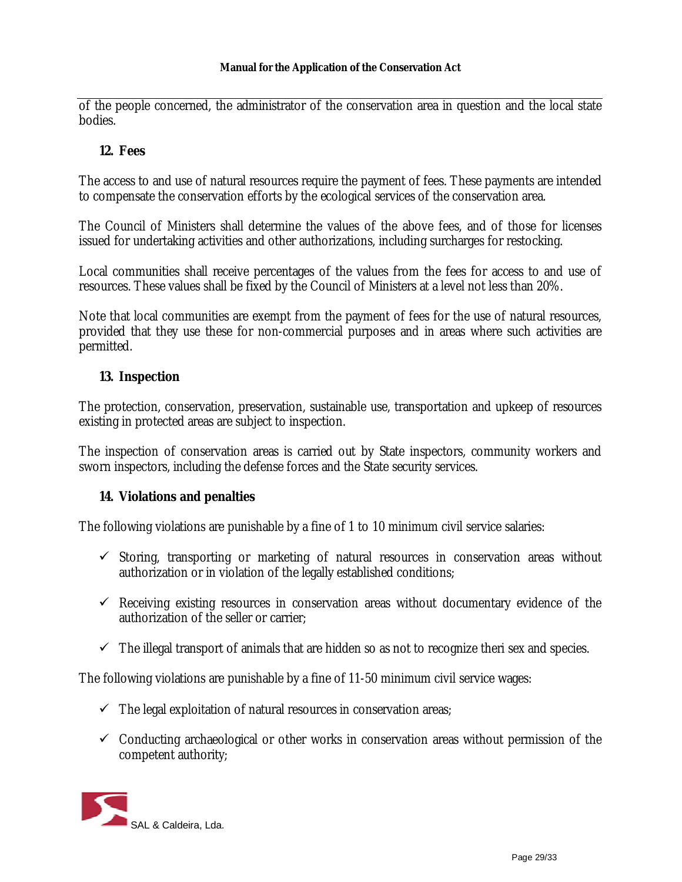of the people concerned, the administrator of the conservation area in question and the local state bodies.

## 12. Fees

The access to and use of natural resources require the payment of fees. These payments are intended to compensate the conservation efforts by the ecological services of the conservation area.

The Council of Ministers shall determine the values of the above fees, and of those for licenses issued for undertaking activities and other authorizations, including surcharges for restocking.

Local communities shall receive percentages of the values from the fees for access to and use of resources. These values shall be fixed by the Council of Ministers at a level not less than 20%.

Note that local communities are exempt from the payment of fees for the use of natural resources, provided that they use these for non-commercial purposes and in areas where such activities are permitted.

## 13. Inspection

The protection, conservation, preservation, sustainable use, transportation and upkeep of resources existing in protected areas are subject to inspection.

The inspection of conservation areas is carried out by State inspectors, community workers and sworn inspectors, including the defense forces and the State security services.

## 14. Violations and penalties

The following violations are punishable by a fine of 1 to 10 minimum civil service salaries:

- ✓ Storing, transporting or marketing of natural resources in conservation areas without authorization or in violation of the legally established conditions;
- ✓ Receiving existing resources in conservation areas without documentary evidence of the authorization of the seller or carrier;
- ✓ The illegal transport of animals that are hidden so as not to recognize theri sex and species.

The following violations are punishable by a fine of 11-50 minimum civil service wages:

- ✓ The legal exploitation of natural resources in conservation areas;
- ✓ Conducting archaeological or other works in conservation areas without permission of the competent authority;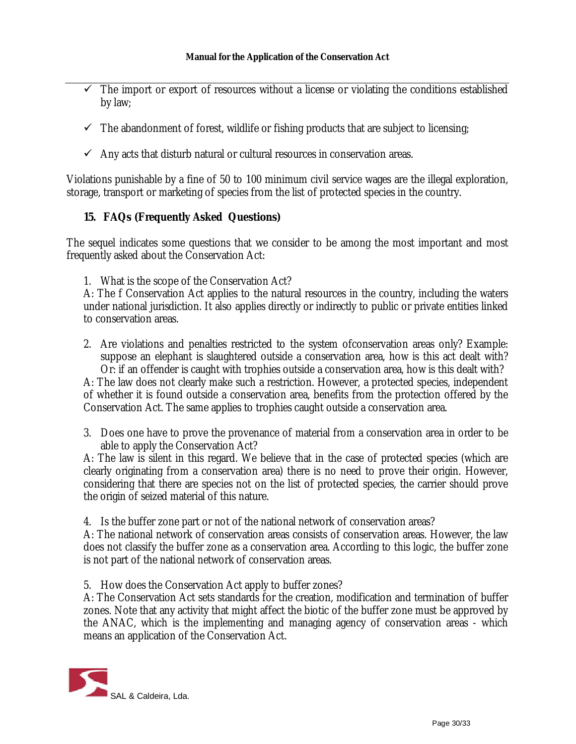- ✓ The import or export of resources without a license or violating the conditions established by law;
- ✓ The abandonment of forest, wildlife or fishing products that are subject to licensing;
- ✓ Any acts that disturb natural or cultural resources in conservation areas.

Violations punishable by a fine of 50 to 100 minimum civil service wages are the illegal exploration, storage, transport or marketing of species from the list of protected species in the country.

## 15. FAQs (Frequently Asked Questions)

The sequel indicates some questions that we consider to be among the most important and most frequently asked about the Conservation Act:

1. What is the scope of the Conservation Act?

A: The f Conservation Act applies to the natural resources in the country, including the waters under national jurisdiction. It also applies directly or indirectly to public or private entities linked to conservation areas.

2. Are violations and penalties restricted to the system ofconservation areas only? Example: suppose an elephant is slaughtered outside a conservation area, how is this act dealt with? Or: if an offender is caught with trophies outside a conservation area, how is this dealt with?

A: The law does not clearly make such a restriction. However, a protected species, independent of whether it is found outside a conservation area, benefits from the protection offered by the Conservation Act. The same applies to trophies caught outside a conservation area.

3. Does one have to prove the provenance of material from a conservation area in order to be able to apply the Conservation Act?

A: The law is silent in this regard. We believe that in the case of protected species (which are clearly originating from a conservation area) there is no need to prove their origin. However, considering that there are species not on the list of protected species, the carrier should prove the origin of seized material of this nature.

4. Is the buffer zone part or not of the national network of conservation areas?

A: The national network of conservation areas consists of conservation areas. However, the law does not classify the buffer zone as a conservation area. According to this logic, the buffer zone is not part of the national network of conservation areas.

5. How does the Conservation Act apply to buffer zones?

A: The Conservation Act sets standards for the creation, modification and termination of buffer zones. Note that any activity that might affect the biotic of the buffer zone must be approved by the ANAC, which is the implementing and managing agency of conservation areas - which means an application of the Conservation Act.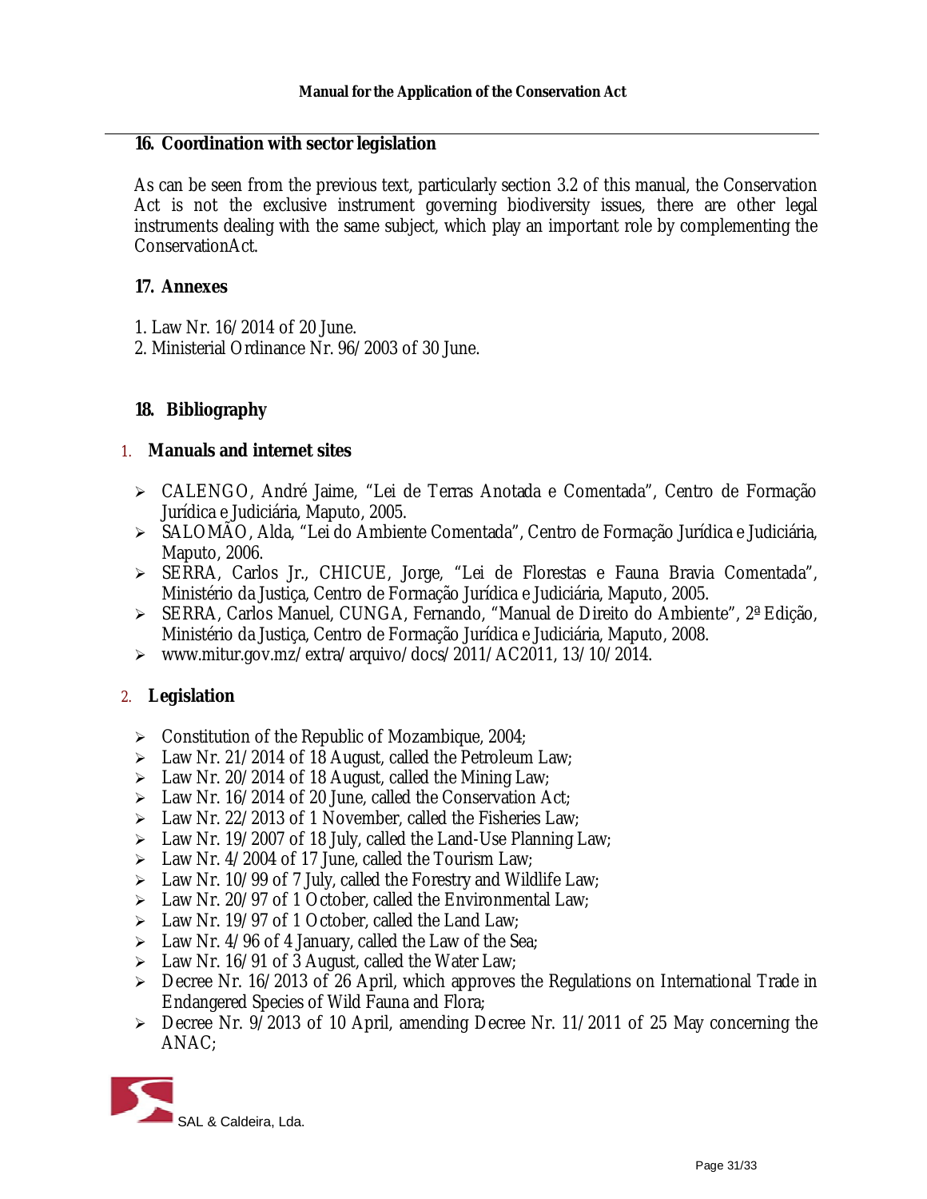## 16. Coordination with sector legislation

As can be seen from the previous text, particularly section 3.2 of this manual, the Conservation Act is not the exclusive instrument governing biodiversity issues, there are other legal instruments dealing with the same subject, which play an important role by complementing the ConservationAct.

## 17. Annexes

1. Law Nr. 16/2014 of 20 June.
2. Ministerial Ordinance Nr. 96/2003 of 30 June.

## 18. Bibliography

### 1. Manuals and internet sites

- CALENGO, André Jaime, "Lei de Terras Anotada e Comentada", Centro de Formação Jurídica e Judiciária, Maputo, 2005.
- SALOMÃO, Alda, "Lei do Ambiente Comentada", Centro de Formação Jurídica e Judiciária, Maputo, 2006.
- SERRA, Carlos Jr., CHICUE, Jorge, "Lei de Florestas e Fauna Bravia Comentada", Ministério da Justiça, Centro de Formação Jurídica e Judiciária, Maputo, 2005.
- SERRA, Carlos Manuel, CUNGA, Fernando, "Manual de Direito do Ambiente", 2ª Edição, Ministério da Justiça, Centro de Formação Jurídica e Judiciária, Maputo, 2008.
- www.mitur.gov.mz/extra/arquivo/docs/2011/AC2011, 13/10/2014.

### 2. Legislation

- Constitution of the Republic of Mozambique, 2004;
- Law Nr. 21/2014 of 18 August, called the Petroleum Law;
- Law Nr. 20/2014 of 18 August, called the Mining Law;
- Law Nr. 16/2014 of 20 June, called the Conservation Act;
- Law Nr. 22/2013 of 1 November, called the Fisheries Law;
- Law Nr. 19/2007 of 18 July, called the Land-Use Planning Law;
- Law Nr. 4/2004 of 17 June, called the Tourism Law;
- Law Nr. 10/99 of 7 July, called the Forestry and Wildlife Law;
- Law Nr. 20/97 of 1 October, called the Environmental Law;
- Law Nr. 19/97 of 1 October, called the Land Law;
- Law Nr. 4/96 of 4 January, called the Law of the Sea;
- Law Nr. 16/91 of 3 August, called the Water Law;
- Decree Nr. 16/2013 of 26 April, which approves the Regulations on International Trade in Endangered Species of Wild Fauna and Flora;
- Decree Nr. 9/2013 of 10 April, amending Decree Nr. 11/2011 of 25 May concerning the ANAC;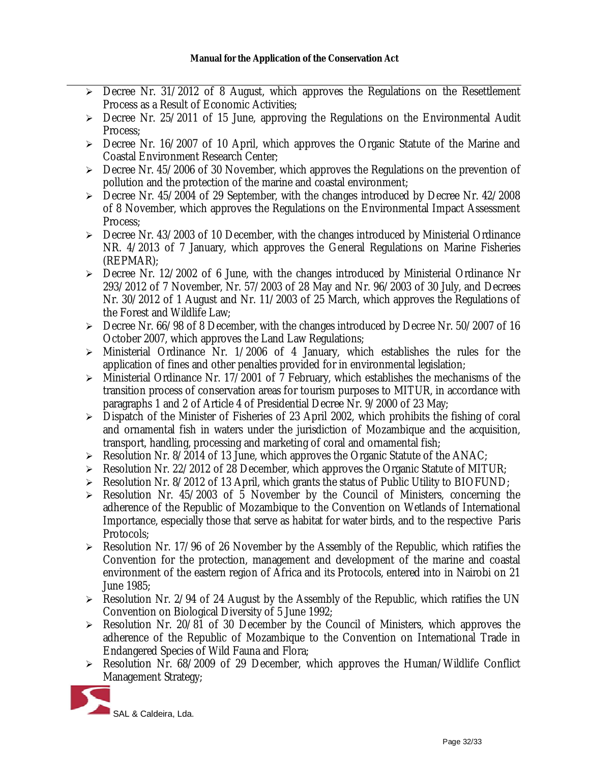- Decree Nr. 31/2012 of 8 August, which approves the Regulations on the Resettlement Process as a Result of Economic Activities;
- Decree Nr. 25/2011 of 15 June, approving the Regulations on the Environmental Audit Process;
- Decree Nr. 16/2007 of 10 April, which approves the Organic Statute of the Marine and Coastal Environment Research Center;
- Decree Nr. 45/2006 of 30 November, which approves the Regulations on the prevention of pollution and the protection of the marine and coastal environment;
- Decree Nr. 45/2004 of 29 September, with the changes introduced by Decree Nr. 42/2008 of 8 November, which approves the Regulations on the Environmental Impact Assessment Process;
- Decree Nr. 43/2003 of 10 December, with the changes introduced by Ministerial Ordinance NR. 4/2013 of 7 January, which approves the General Regulations on Marine Fisheries (REPMAR);
- Decree Nr. 12/2002 of 6 June, with the changes introduced by Ministerial Ordinance Nr 293/2012 of 7 November, Nr. 57/2003 of 28 May and Nr. 96/2003 of 30 July, and Decrees Nr. 30/2012 of 1 August and Nr. 11/2003 of 25 March, which approves the Regulations of the Forest and Wildlife Law;
- Decree Nr. 66/98 of 8 December, with the changes introduced by Decree Nr. 50/2007 of 16 October 2007, which approves the Land Law Regulations;
- Ministerial Ordinance Nr. 1/2006 of 4 January, which establishes the rules for the application of fines and other penalties provided for in environmental legislation;
- Ministerial Ordinance Nr. 17/2001 of 7 February, which establishes the mechanisms of the transition process of conservation areas for tourism purposes to MITUR, in accordance with paragraphs 1 and 2 of Article 4 of Presidential Decree Nr. 9/2000 of 23 May;
- Dispatch of the Minister of Fisheries of 23 April 2002, which prohibits the fishing of coral and ornamental fish in waters under the jurisdiction of Mozambique and the acquisition, transport, handling, processing and marketing of coral and ornamental fish;
- Resolution Nr. 8/2014 of 13 June, which approves the Organic Statute of the ANAC;
- Resolution Nr. 22/2012 of 28 December, which approves the Organic Statute of MITUR;
- Resolution Nr. 8/2012 of 13 April, which grants the status of Public Utility to BIOFUND;
- Resolution Nr. 45/2003 of 5 November by the Council of Ministers, concerning the adherence of the Republic of Mozambique to the Convention on Wetlands of International Importance, especially those that serve as habitat for water birds, and to the respective Paris Protocols;
- Resolution Nr. 17/96 of 26 November by the Assembly of the Republic, which ratifies the Convention for the protection, management and development of the marine and coastal environment of the eastern region of Africa and its Protocols, entered into in Nairobi on 21 June 1985;
- Resolution Nr. 2/94 of 24 August by the Assembly of the Republic, which ratifies the UN Convention on Biological Diversity of 5 June 1992;
- Resolution Nr. 20/81 of 30 December by the Council of Ministers, which approves the adherence of the Republic of Mozambique to the Convention on International Trade in Endangered Species of Wild Fauna and Flora;
- Resolution Nr. 68/2009 of 29 December, which approves the Human/Wildlife Conflict Management Strategy;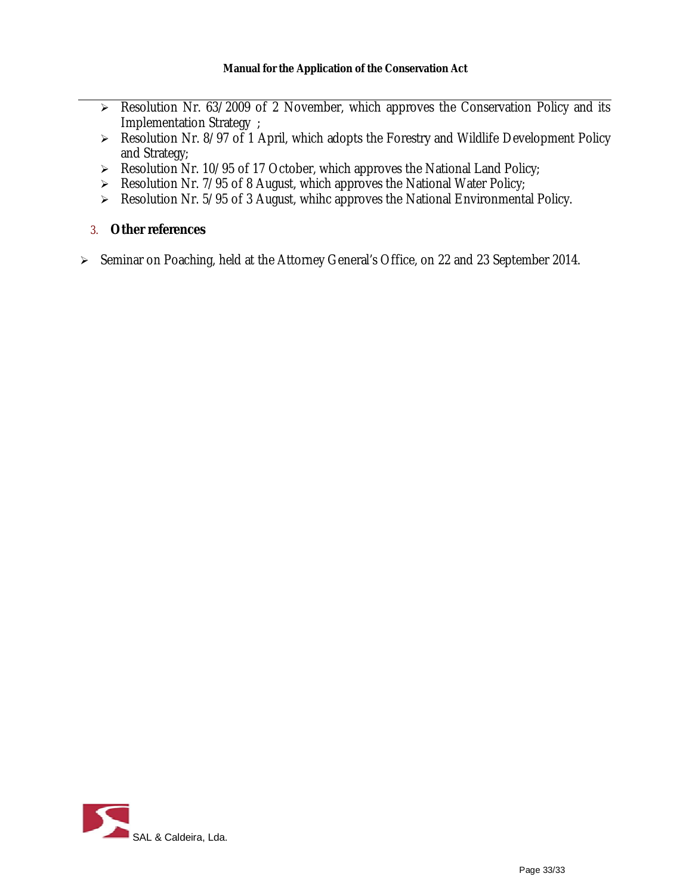- Resolution Nr. 63/2009 of 2 November, which approves the Conservation Policy and its Implementation Strategy ;
- Resolution Nr. 8/97 of 1 April, which adopts the Forestry and Wildlife Development Policy and Strategy;
- Resolution Nr. 10/95 of 17 October, which approves the National Land Policy;
- Resolution Nr. 7/95 of 8 August, which approves the National Water Policy;
- Resolution Nr. 5/95 of 3 August, whihc approves the National Environmental Policy.

## 3. Other references

- Seminar on Poaching, held at the Attorney General's Office, on 22 and 23 September 2014.